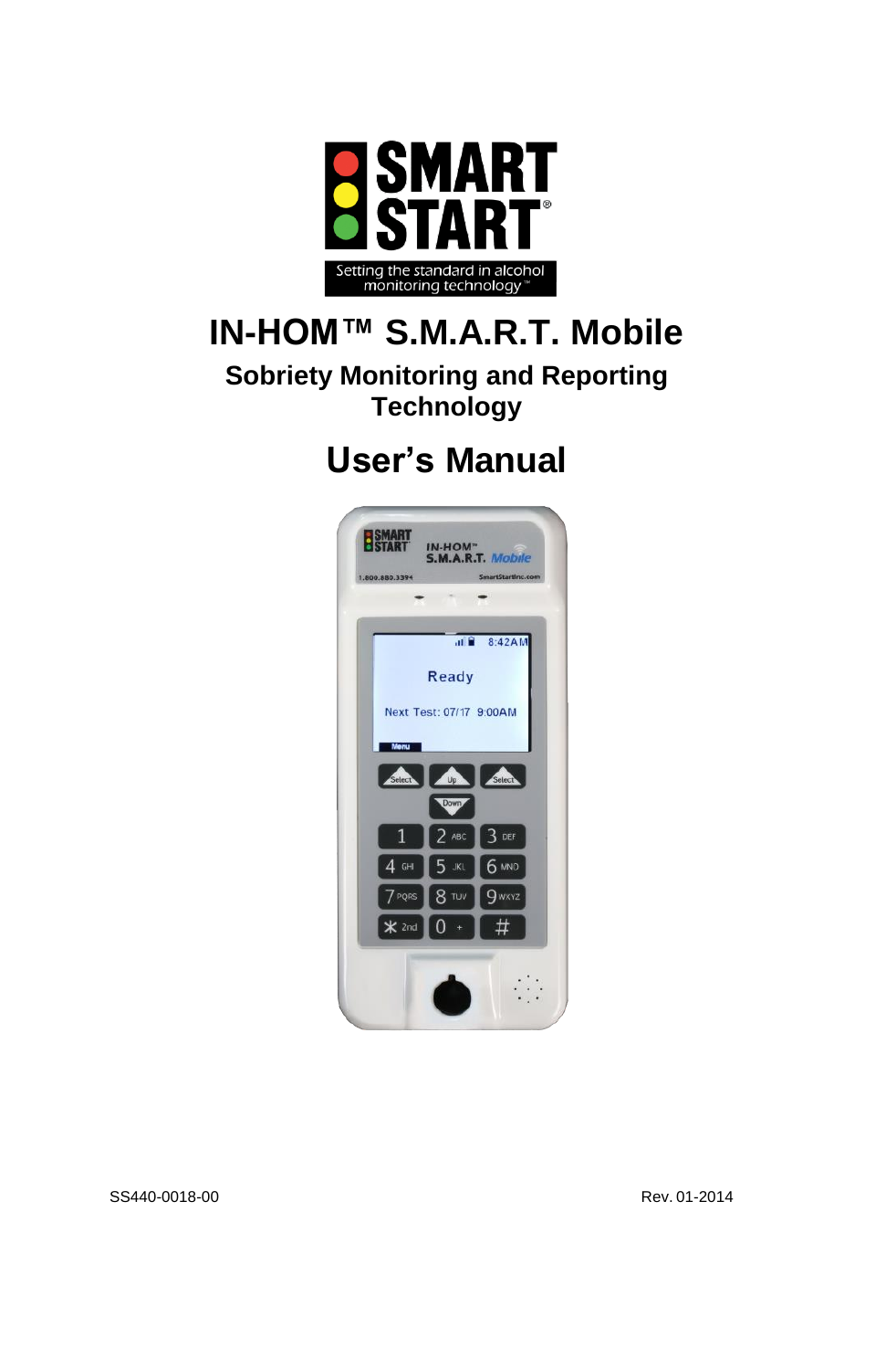SMART START®

Setting the standard in alcohol monitoring technology™

# IN-HOM™ S.M.A.R.T. Mobile

## Sobriety Monitoring and Reporting Technology

# User's Manual

SS440-0018-00

Rev. 01-2014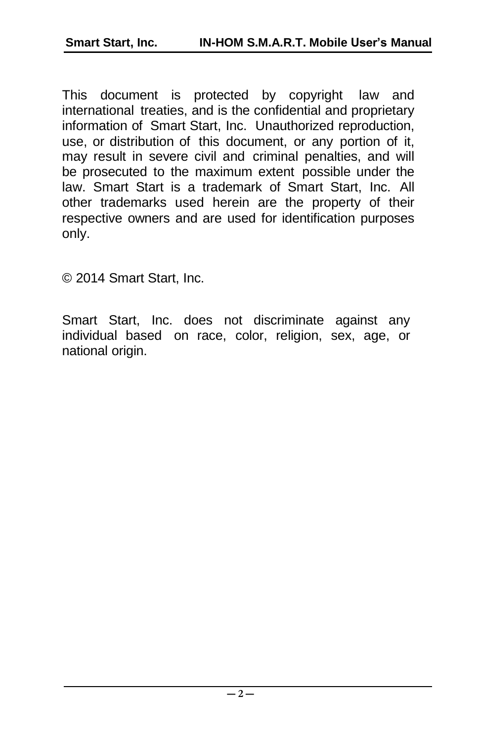This document is protected by copyright law and international treaties, and is the confidential and proprietary information of Smart Start, Inc. Unauthorized reproduction, use, or distribution of this document, or any portion of it, may result in severe civil and criminal penalties, and will be prosecuted to the maximum extent possible under the law. Smart Start is a trademark of Smart Start, Inc. All other trademarks used herein are the property of their respective owners and are used for identification purposes only.

© 2014 Smart Start, Inc.

Smart Start, Inc. does not discriminate against any individual based on race, color, religion, sex, age, or national origin.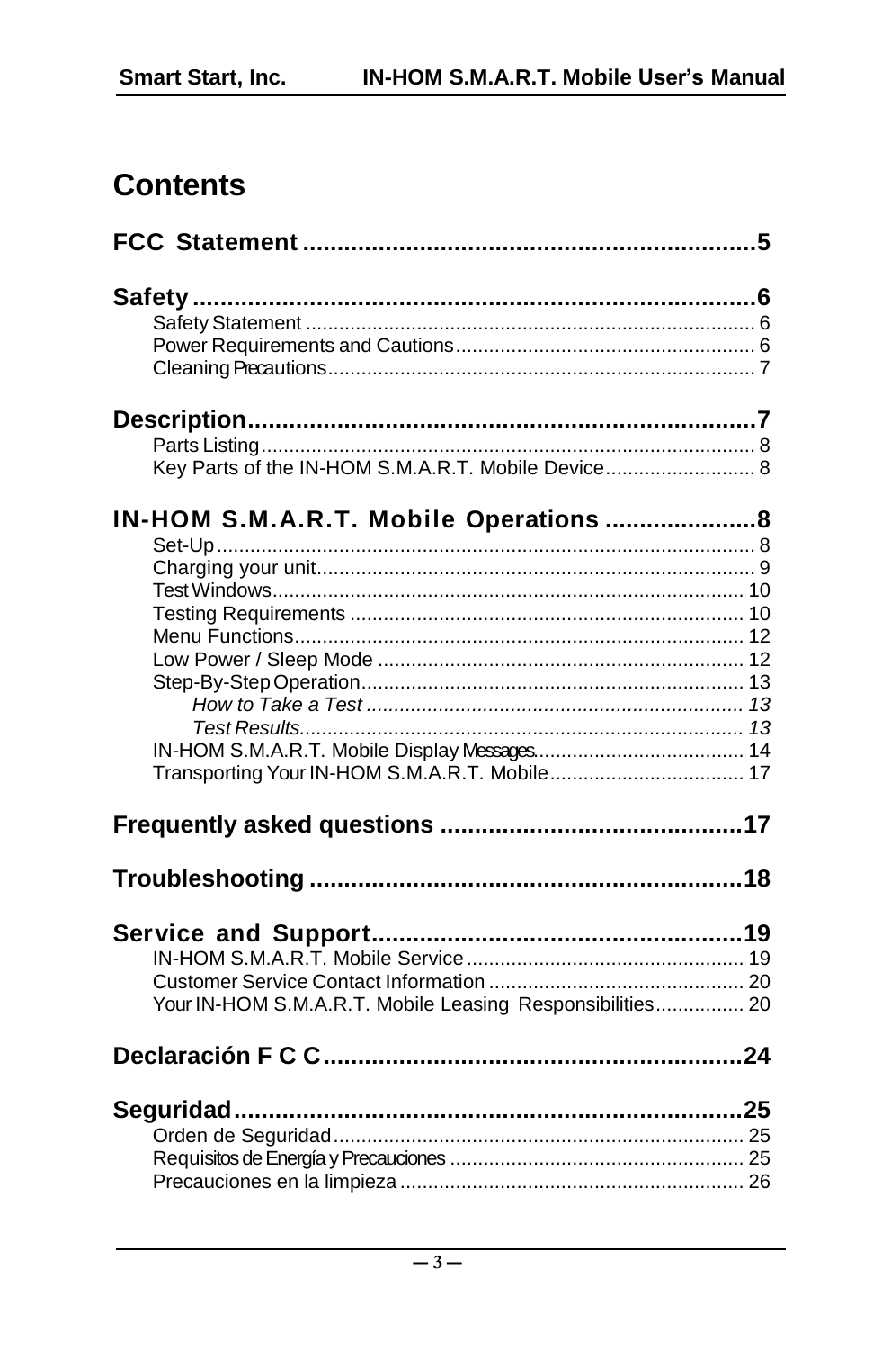# Contents

**FCC Statement** ........................................................ **5**

**Safety** ........................................................ **6**

Safety Statement ........................................................ 6
Power Requirements and Cautions ........................................................ 6
Cleaning Precautions ........................................................ 7

**Description** ........................................................ **7**

Parts Listing ........................................................ 8
Key Parts of the IN-HOM S.M.A.R.T. Mobile Device ........................................................ 8

**IN-HOM S.M.A.R.T. Mobile Operations** ........................................................ **8**

Set-Up ........................................................ 8
Charging your unit ........................................................ 9
Test Windows ........................................................ 10
Testing Requirements ........................................................ 10
Menu Functions ........................................................ 12
Low Power / Sleep Mode ........................................................ 12
Step-By-Step Operation ........................................................ 13
*How to Take a Test* ........................................................ *13*
*Test Results* ........................................................ *13*
IN-HOM S.M.A.R.T. Mobile Display Messages ........................................................ 14
Transporting Your IN-HOM S.M.A.R.T. Mobile ........................................................ 17

**Frequently asked questions** ........................................................ **17**

**Troubleshooting** ........................................................ **18**

**Service and Support** ........................................................ **19**

IN-HOM S.M.A.R.T. Mobile Service ........................................................ 19
Customer Service Contact Information ........................................................ 20
Your IN-HOM S.M.A.R.T. Mobile Leasing Responsibilities ........................................................ 20

**Declaración F C C** ........................................................ **24**

**Seguridad** ........................................................ **25**

Orden de Seguridad ........................................................ 25
Requisitos de Energía y Precauciones ........................................................ 25
Precauciones en la limpieza ........................................................ 26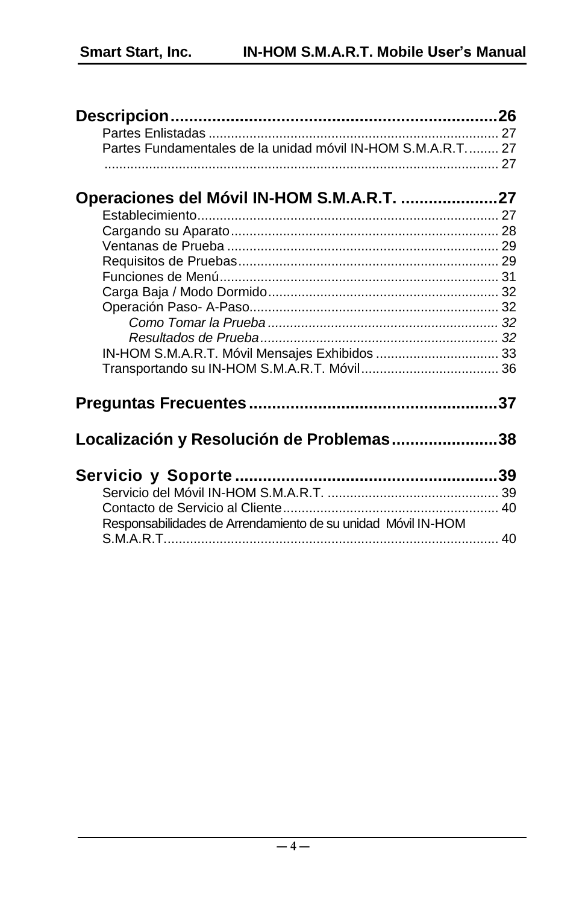**Descripcion........................................................................26**

- Partes Enlistadas ............................................................................. 27
- Partes Fundamentales de la unidad móvil IN-HOM S.M.A.R.T. ........ 27
- ........................................................................................................ 27

**Operaciones del Móvil IN-HOM S.M.A.R.T. .....................27**

- Establecimiento................................................................................ 27
- Cargando su Aparato....................................................................... 28
- Ventanas de Prueba ........................................................................ 29
- Requisitos de Pruebas..................................................................... 29
- Funciones de Menú.......................................................................... 31
- Carga Baja / Modo Dormido............................................................. 32
- Operación Paso- A-Paso.................................................................. 32
  - *Como Tomar la Prueba ............................................................. 32*
  - *Resultados de Prueba............................................................... 32*
- IN-HOM S.M.A.R.T. Móvil Mensajes Exhibidos ................................. 33
- Transportando su IN-HOM S.M.A.R.T. Móvil..................................... 36

**Preguntas Frecuentes.......................................................37**

**Localización y Resolución de Problemas.......................38**

**Servicio y Soporte..........................................................39**

- Servicio del Móvil IN-HOM S.M.A.R.T. ............................................. 39
- Contacto de Servicio al Cliente......................................................... 40
- Responsabilidades de Arrendamiento de su unidad Móvil IN-HOM S.M.A.R.T......................................................................................... 40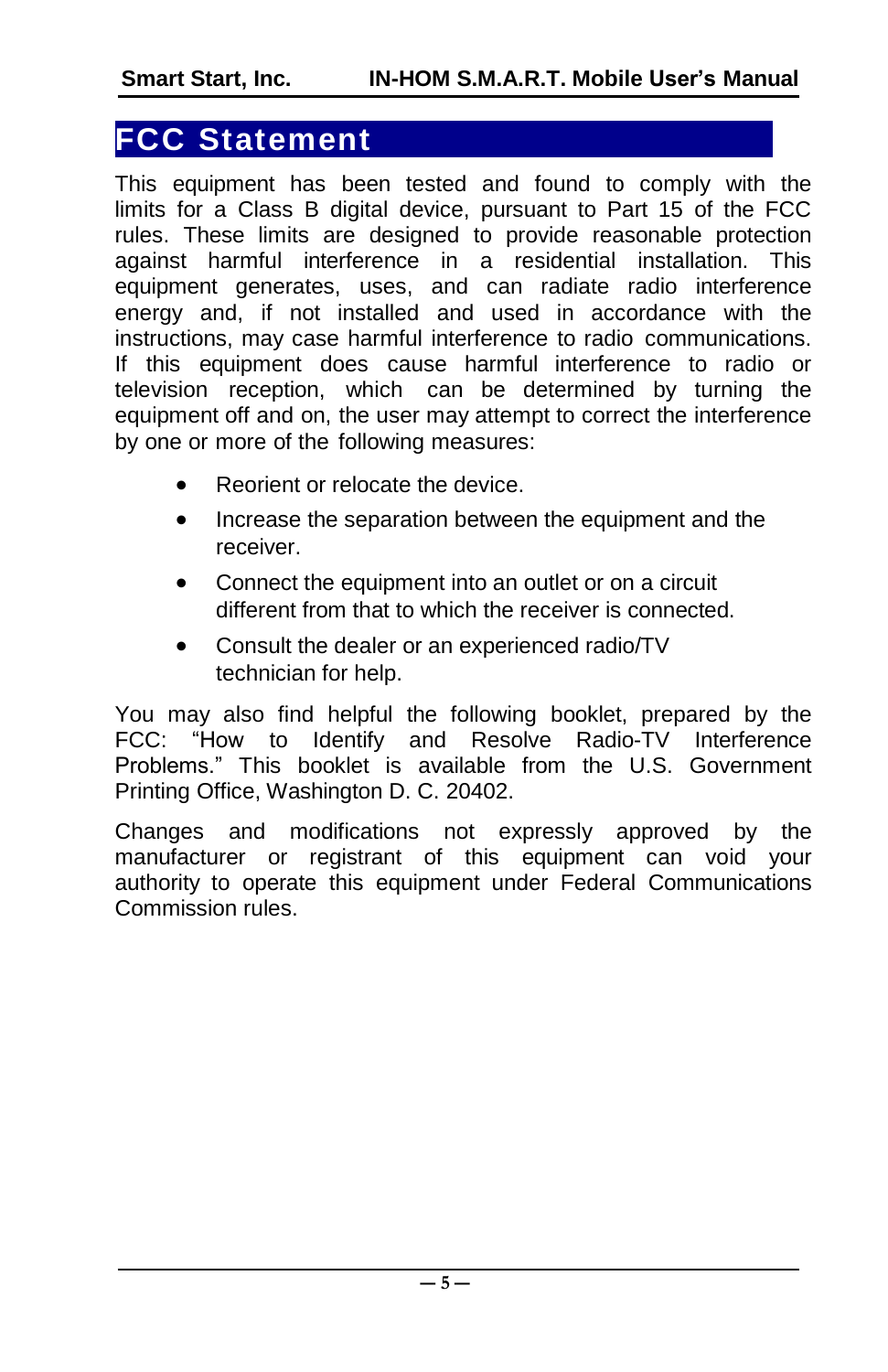# FCC Statement

This equipment has been tested and found to comply with the limits for a Class B digital device, pursuant to Part 15 of the FCC rules. These limits are designed to provide reasonable protection against harmful interference in a residential installation. This equipment generates, uses, and can radiate radio interference energy and, if not installed and used in accordance with the instructions, may case harmful interference to radio communications. If this equipment does cause harmful interference to radio or television reception, which can be determined by turning the equipment off and on, the user may attempt to correct the interference by one or more of the following measures:

- Reorient or relocate the device.
- Increase the separation between the equipment and the receiver.
- Connect the equipment into an outlet or on a circuit different from that to which the receiver is connected.
- Consult the dealer or an experienced radio/TV technician for help.

You may also find helpful the following booklet, prepared by the FCC: "How to Identify and Resolve Radio-TV Interference Problems." This booklet is available from the U.S. Government Printing Office, Washington D. C. 20402.

Changes and modifications not expressly approved by the manufacturer or registrant of this equipment can void your authority to operate this equipment under Federal Communications Commission rules.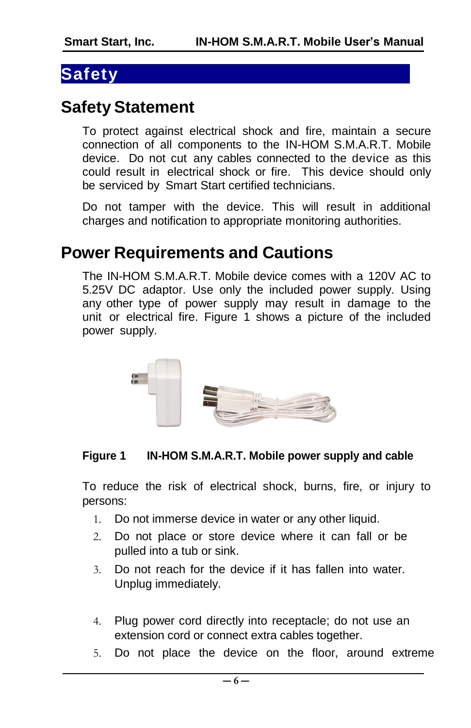# Safety

## Safety Statement

To protect against electrical shock and fire, maintain a secure connection of all components to the IN-HOM S.M.A.R.T. Mobile device. Do not cut any cables connected to the device as this could result in electrical shock or fire. This device should only be serviced by Smart Start certified technicians.

Do not tamper with the device. This will result in additional charges and notification to appropriate monitoring authorities.

## Power Requirements and Cautions

The IN-HOM S.M.A.R.T. Mobile device comes with a 120V AC to 5.25V DC adaptor. Use only the included power supply. Using any other type of power supply may result in damage to the unit or electrical fire. Figure 1 shows a picture of the included power supply.

**Figure 1 IN-HOM S.M.A.R.T. Mobile power supply and cable**

To reduce the risk of electrical shock, burns, fire, or injury to persons:

1. Do not immerse device in water or any other liquid.
2. Do not place or store device where it can fall or be pulled into a tub or sink.
3. Do not reach for the device if it has fallen into water. Unplug immediately.
4. Plug power cord directly into receptacle; do not use an extension cord or connect extra cables together.
5. Do not place the device on the floor, around extreme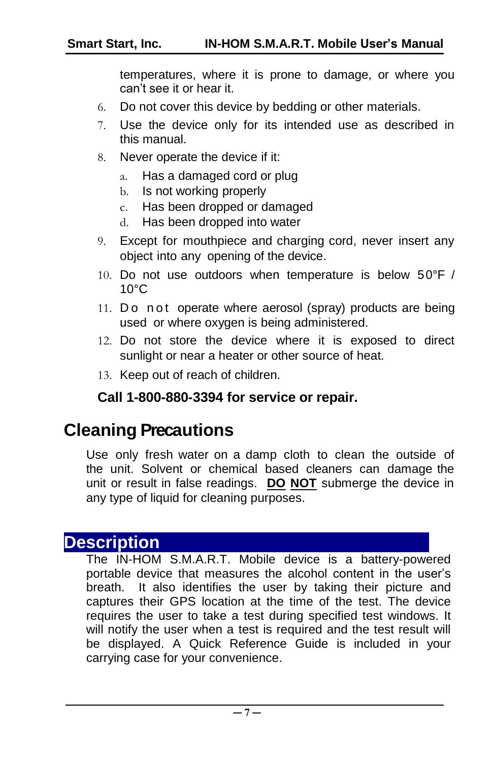temperatures, where it is prone to damage, or where you can't see it or hear it.

6. Do not cover this device by bedding or other materials.
7. Use the device only for its intended use as described in this manual.
8. Never operate the device if it:
   a. Has a damaged cord or plug
   b. Is not working properly
   c. Has been dropped or damaged
   d. Has been dropped into water
9. Except for mouthpiece and charging cord, never insert any object into any opening of the device.
10. Do not use outdoors when temperature is below 50°F / 10°C
11. Do not operate where aerosol (spray) products are being used or where oxygen is being administered.
12. Do not store the device where it is exposed to direct sunlight or near a heater or other source of heat.
13. Keep out of reach of children.

**Call 1-800-880-3394 for service or repair.**

## Cleaning Precautions

Use only fresh water on a damp cloth to clean the outside of the unit. Solvent or chemical based cleaners can damage the unit or result in false readings. **DO NOT** submerge the device in any type of liquid for cleaning purposes.

## Description

The IN-HOM S.M.A.R.T. Mobile device is a battery-powered portable device that measures the alcohol content in the user's breath. It also identifies the user by taking their picture and captures their GPS location at the time of the test. The device requires the user to take a test during specified test windows. It will notify the user when a test is required and the test result will be displayed. A Quick Reference Guide is included in your carrying case for your convenience.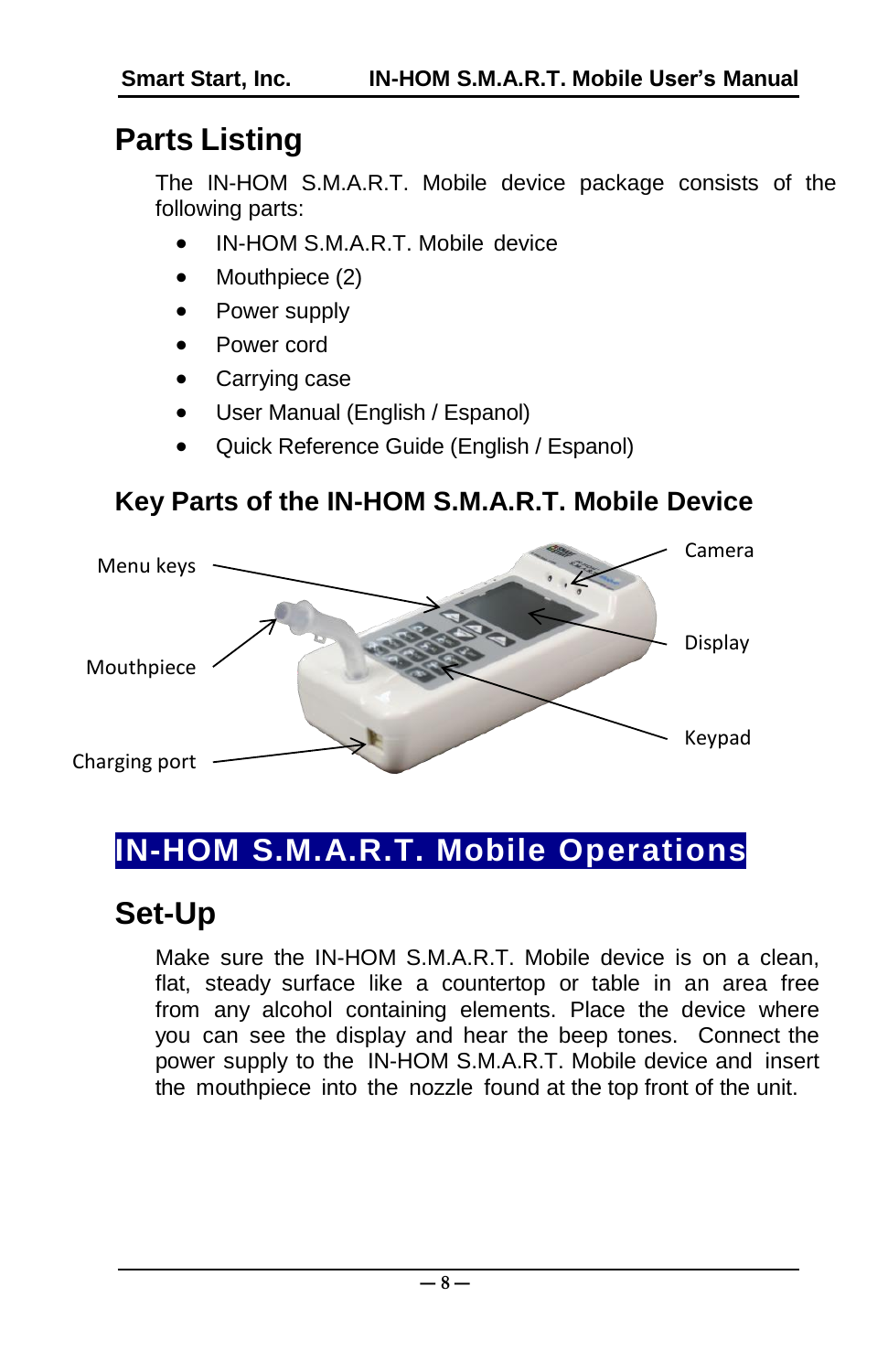# Parts Listing

The IN-HOM S.M.A.R.T. Mobile device package consists of the following parts:

- IN-HOM S.M.A.R.T. Mobile device
- Mouthpiece (2)
- Power supply
- Power cord
- Carrying case
- User Manual (English / Espanol)
- Quick Reference Guide (English / Espanol)

## Key Parts of the IN-HOM S.M.A.R.T. Mobile Device

Menu keys

Mouthpiece

Charging port

Camera

Display

Keypad

# IN-HOM S.M.A.R.T. Mobile Operations

## Set-Up

Make sure the IN-HOM S.M.A.R.T. Mobile device is on a clean, flat, steady surface like a countertop or table in an area free from any alcohol containing elements. Place the device where you can see the display and hear the beep tones. Connect the power supply to the IN-HOM S.M.A.R.T. Mobile device and insert the mouthpiece into the nozzle found at the top front of the unit.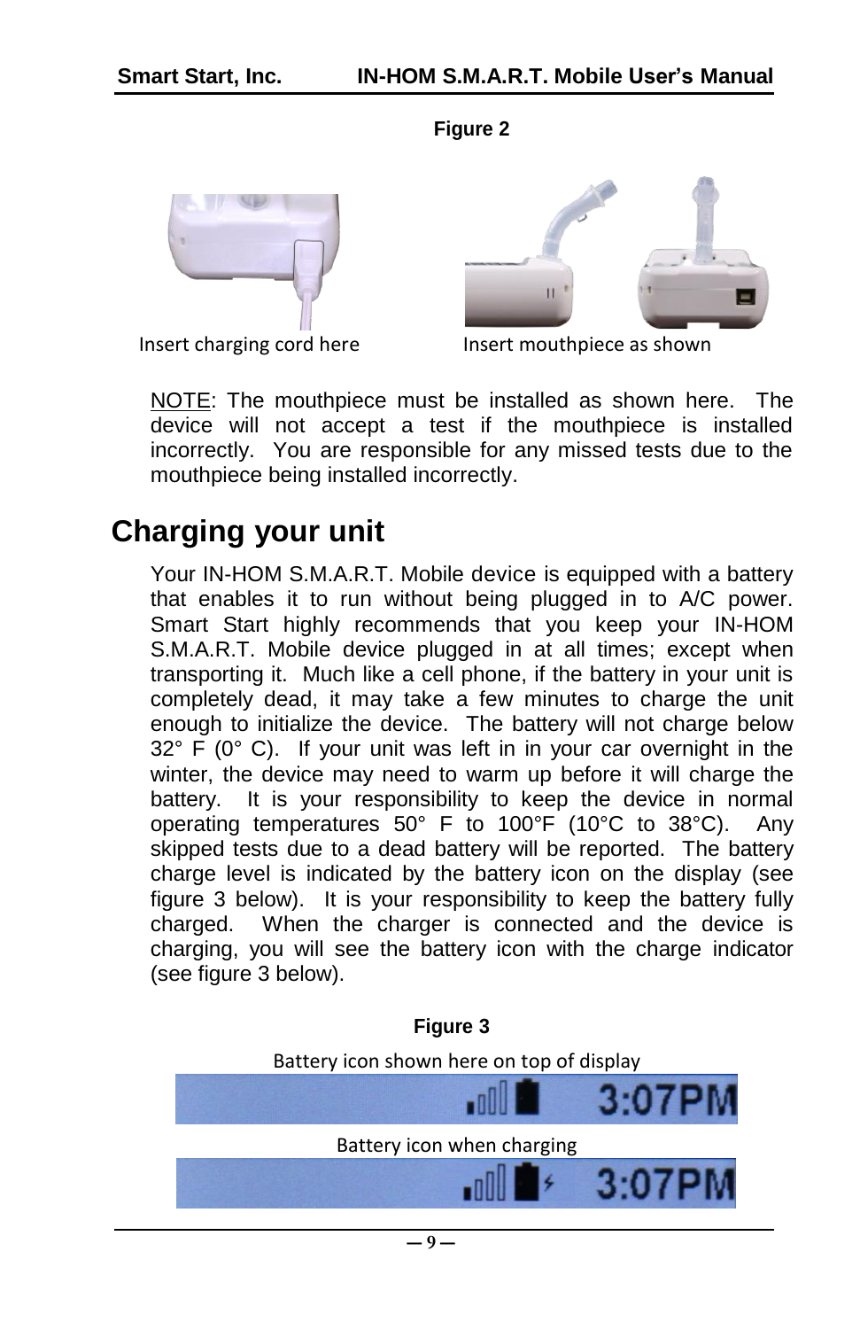**Figure 2**

Insert charging cord here

Insert mouthpiece as shown

NOTE: The mouthpiece must be installed as shown here. The device will not accept a test if the mouthpiece is installed incorrectly. You are responsible for any missed tests due to the mouthpiece being installed incorrectly.

## Charging your unit

Your IN-HOM S.M.A.R.T. Mobile device is equipped with a battery that enables it to run without being plugged in to A/C power. Smart Start highly recommends that you keep your IN-HOM S.M.A.R.T. Mobile device plugged in at all times; except when transporting it. Much like a cell phone, if the battery in your unit is completely dead, it may take a few minutes to charge the unit enough to initialize the device. The battery will not charge below 32° F (0° C). If your unit was left in in your car overnight in the winter, the device may need to warm up before it will charge the battery. It is your responsibility to keep the device in normal operating temperatures 50° F to 100°F (10°C to 38°C). Any skipped tests due to a dead battery will be reported. The battery charge level is indicated by the battery icon on the display (see figure 3 below). It is your responsibility to keep the battery fully charged. When the charger is connected and the device is charging, you will see the battery icon with the charge indicator (see figure 3 below).

**Figure 3**

Battery icon shown here on top of display

3:07PM

Battery icon when charging

3:07PM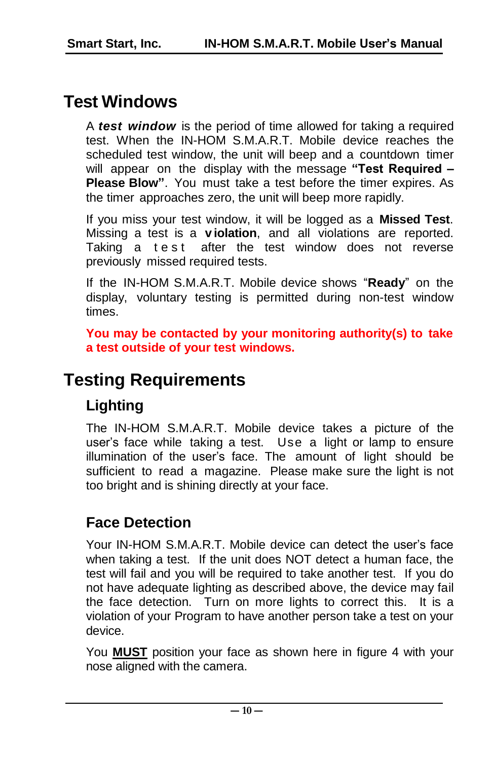# Test Windows

A ***test window*** is the period of time allowed for taking a required test. When the IN-HOM S.M.A.R.T. Mobile device reaches the scheduled test window, the unit will beep and a countdown timer will appear on the display with the message **"Test Required – Please Blow"**. You must take a test before the timer expires. As the timer approaches zero, the unit will beep more rapidly.

If you miss your test window, it will be logged as a **Missed Test**. Missing a test is a **violation**, and all violations are reported. Taking a test after the test window does not reverse previously missed required tests.

If the IN-HOM S.M.A.R.T. Mobile device shows "**Ready**" on the display, voluntary testing is permitted during non-test window times.

**You may be contacted by your monitoring authority(s) to take a test outside of your test windows.**

# Testing Requirements

## Lighting

The IN-HOM S.M.A.R.T. Mobile device takes a picture of the user's face while taking a test. Use a light or lamp to ensure illumination of the user's face. The amount of light should be sufficient to read a magazine. Please make sure the light is not too bright and is shining directly at your face.

## Face Detection

Your IN-HOM S.M.A.R.T. Mobile device can detect the user's face when taking a test. If the unit does NOT detect a human face, the test will fail and you will be required to take another test. If you do not have adequate lighting as described above, the device may fail the face detection. Turn on more lights to correct this. It is a violation of your Program to have another person take a test on your device.

You **MUST** position your face as shown here in figure 4 with your nose aligned with the camera.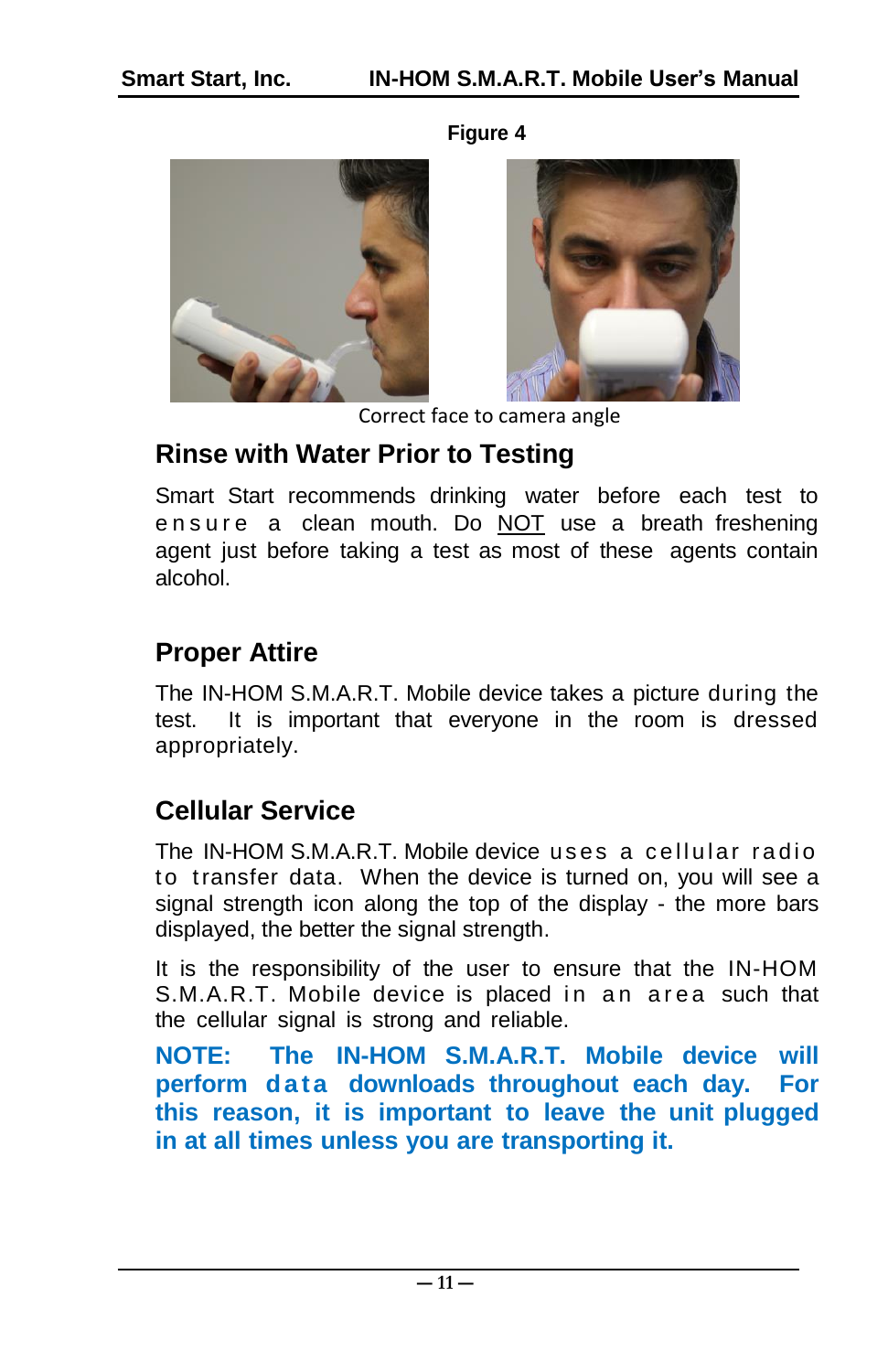**Figure 4**

Correct face to camera angle

## Rinse with Water Prior to Testing

Smart Start recommends drinking water before each test to ensure a clean mouth. Do NOT use a breath freshening agent just before taking a test as most of these agents contain alcohol.

## Proper Attire

The IN-HOM S.M.A.R.T. Mobile device takes a picture during the test. It is important that everyone in the room is dressed appropriately.

## Cellular Service

The IN-HOM S.M.A.R.T. Mobile device uses a cellular radio to transfer data. When the device is turned on, you will see a signal strength icon along the top of the display - the more bars displayed, the better the signal strength.

It is the responsibility of the user to ensure that the IN-HOM S.M.A.R.T. Mobile device is placed in an area such that the cellular signal is strong and reliable.

**NOTE: The IN-HOM S.M.A.R.T. Mobile device will perform data downloads throughout each day. For this reason, it is important to leave the unit plugged in at all times unless you are transporting it.**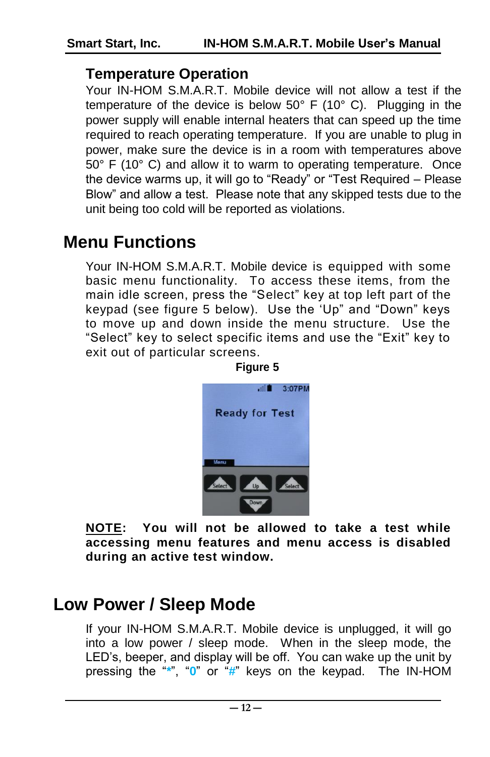### Temperature Operation

Your IN-HOM S.M.A.R.T. Mobile device will not allow a test if the temperature of the device is below 50° F (10° C). Plugging in the power supply will enable internal heaters that can speed up the time required to reach operating temperature. If you are unable to plug in power, make sure the device is in a room with temperatures above 50° F (10° C) and allow it to warm to operating temperature. Once the device warms up, it will go to "Ready" or "Test Required – Please Blow" and allow a test. Please note that any skipped tests due to the unit being too cold will be reported as violations.

## Menu Functions

Your IN-HOM S.M.A.R.T. Mobile device is equipped with some basic menu functionality. To access these items, from the main idle screen, press the "Select" key at top left part of the keypad (see figure 5 below). Use the 'Up" and "Down" keys to move up and down inside the menu structure. Use the "Select" key to select specific items and use the "Exit" key to exit out of particular screens.

**Figure 5**

**NOTE: You will not be allowed to take a test while accessing menu features and menu access is disabled during an active test window.**

## Low Power / Sleep Mode

If your IN-HOM S.M.A.R.T. Mobile device is unplugged, it will go into a low power / sleep mode. When in the sleep mode, the LED's, beeper, and display will be off. You can wake up the unit by pressing the "*", "0" or "#" keys on the keypad. The IN-HOM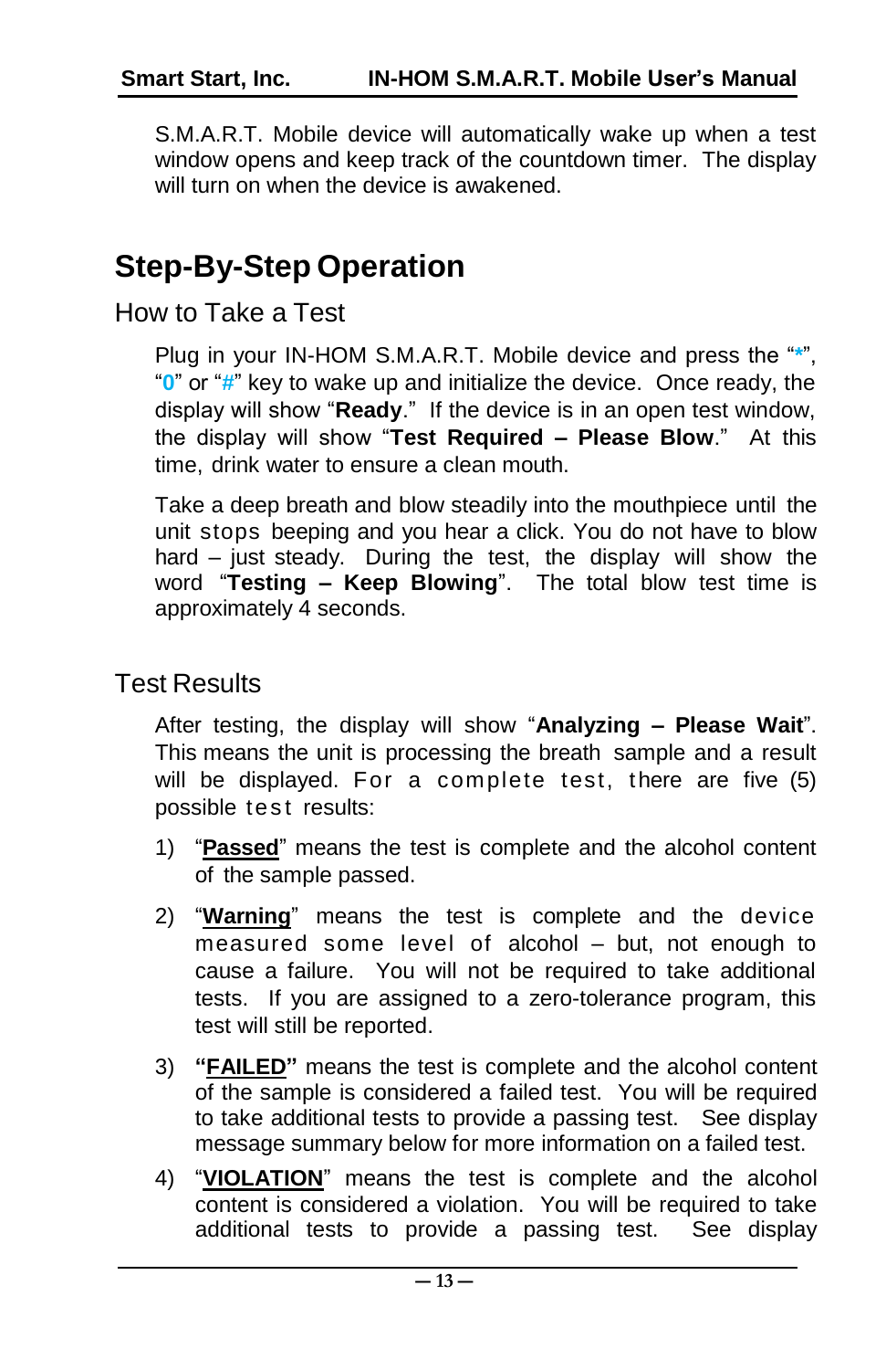S.M.A.R.T. Mobile device will automatically wake up when a test window opens and keep track of the countdown timer. The display will turn on when the device is awakened.

# Step-By-Step Operation

## How to Take a Test

Plug in your IN-HOM S.M.A.R.T. Mobile device and press the "**\***", "**0**" or "**#**" key to wake up and initialize the device. Once ready, the display will show "**Ready**." If the device is in an open test window, the display will show "**Test Required – Please Blow**." At this time, drink water to ensure a clean mouth.

Take a deep breath and blow steadily into the mouthpiece until the unit stops beeping and you hear a click. You do not have to blow hard – just steady. During the test, the display will show the word "**Testing – Keep Blowing**". The total blow test time is approximately 4 seconds.

## Test Results

After testing, the display will show "**Analyzing – Please Wait**". This means the unit is processing the breath sample and a result will be displayed. For a complete test, there are five (5) possible test results:

1) "**Passed**" means the test is complete and the alcohol content of the sample passed.

2) "**Warning**" means the test is complete and the device measured some level of alcohol – but, not enough to cause a failure. You will not be required to take additional tests. If you are assigned to a zero-tolerance program, this test will still be reported.

3) **"FAILED"** means the test is complete and the alcohol content of the sample is considered a failed test. You will be required to take additional tests to provide a passing test. See display message summary below for more information on a failed test.

4) "**VIOLATION**" means the test is complete and the alcohol content is considered a violation. You will be required to take additional tests to provide a passing test. See display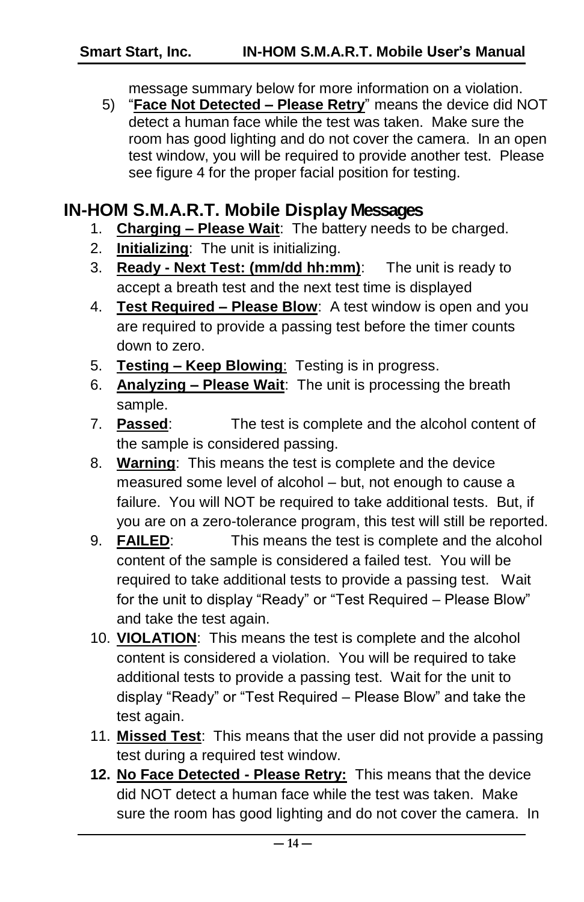message summary below for more information on a violation.

5) "**Face Not Detected – Please Retry**" means the device did NOT detect a human face while the test was taken. Make sure the room has good lighting and do not cover the camera. In an open test window, you will be required to provide another test. Please see figure 4 for the proper facial position for testing.

## IN-HOM S.M.A.R.T. Mobile Display Messages

1. **Charging – Please Wait**: The battery needs to be charged.
2. **Initializing**: The unit is initializing.
3. **Ready - Next Test: (mm/dd hh:mm)**: The unit is ready to accept a breath test and the next test time is displayed
4. **Test Required – Please Blow**: A test window is open and you are required to provide a passing test before the timer counts down to zero.
5. **Testing – Keep Blowing**: Testing is in progress.
6. **Analyzing – Please Wait**: The unit is processing the breath sample.
7. **Passed**: The test is complete and the alcohol content of the sample is considered passing.
8. **Warning**: This means the test is complete and the device measured some level of alcohol – but, not enough to cause a failure. You will NOT be required to take additional tests. But, if you are on a zero-tolerance program, this test will still be reported.
9. **FAILED**: This means the test is complete and the alcohol content of the sample is considered a failed test. You will be required to take additional tests to provide a passing test. Wait for the unit to display "Ready" or "Test Required – Please Blow" and take the test again.
10. **VIOLATION**: This means the test is complete and the alcohol content is considered a violation. You will be required to take additional tests to provide a passing test. Wait for the unit to display "Ready" or "Test Required – Please Blow" and take the test again.
11. **Missed Test**: This means that the user did not provide a passing test during a required test window.
12. **No Face Detected - Please Retry:** This means that the device did NOT detect a human face while the test was taken. Make sure the room has good lighting and do not cover the camera. In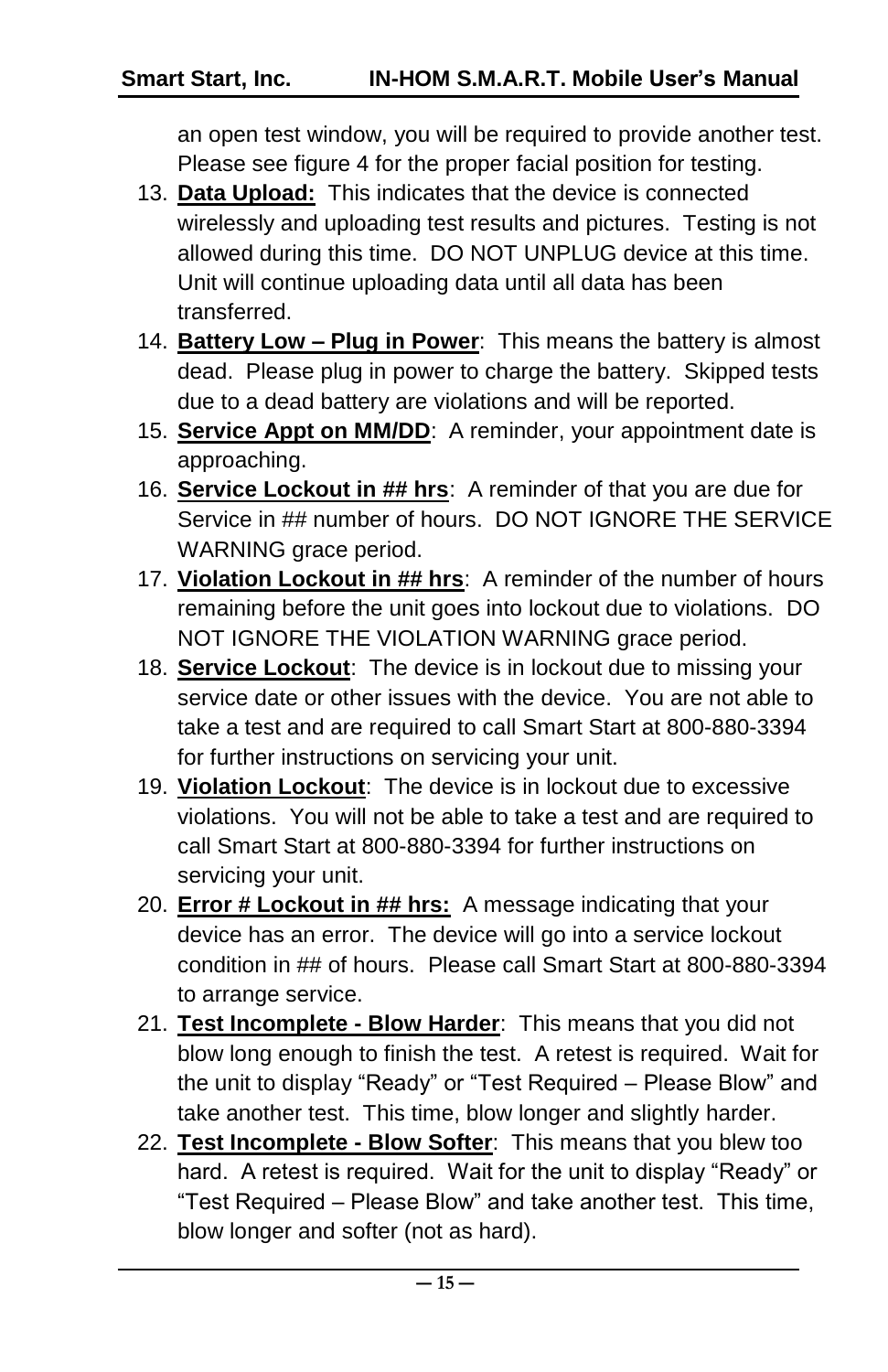an open test window, you will be required to provide another test. Please see figure 4 for the proper facial position for testing.

13. **Data Upload:** This indicates that the device is connected wirelessly and uploading test results and pictures. Testing is not allowed during this time. DO NOT UNPLUG device at this time. Unit will continue uploading data until all data has been transferred.
14. **Battery Low – Plug in Power**: This means the battery is almost dead. Please plug in power to charge the battery. Skipped tests due to a dead battery are violations and will be reported.
15. **Service Appt on MM/DD**: A reminder, your appointment date is approaching.
16. **Service Lockout in ## hrs**: A reminder of that you are due for Service in ## number of hours. DO NOT IGNORE THE SERVICE WARNING grace period.
17. **Violation Lockout in ## hrs**: A reminder of the number of hours remaining before the unit goes into lockout due to violations. DO NOT IGNORE THE VIOLATION WARNING grace period.
18. **Service Lockout**: The device is in lockout due to missing your service date or other issues with the device. You are not able to take a test and are required to call Smart Start at 800-880-3394 for further instructions on servicing your unit.
19. **Violation Lockout**: The device is in lockout due to excessive violations. You will not be able to take a test and are required to call Smart Start at 800-880-3394 for further instructions on servicing your unit.
20. **Error # Lockout in ## hrs:** A message indicating that your device has an error. The device will go into a service lockout condition in ## of hours. Please call Smart Start at 800-880-3394 to arrange service.
21. **Test Incomplete - Blow Harder**: This means that you did not blow long enough to finish the test. A retest is required. Wait for the unit to display "Ready" or "Test Required – Please Blow" and take another test. This time, blow longer and slightly harder.
22. **Test Incomplete - Blow Softer**: This means that you blew too hard. A retest is required. Wait for the unit to display "Ready" or "Test Required – Please Blow" and take another test. This time, blow longer and softer (not as hard).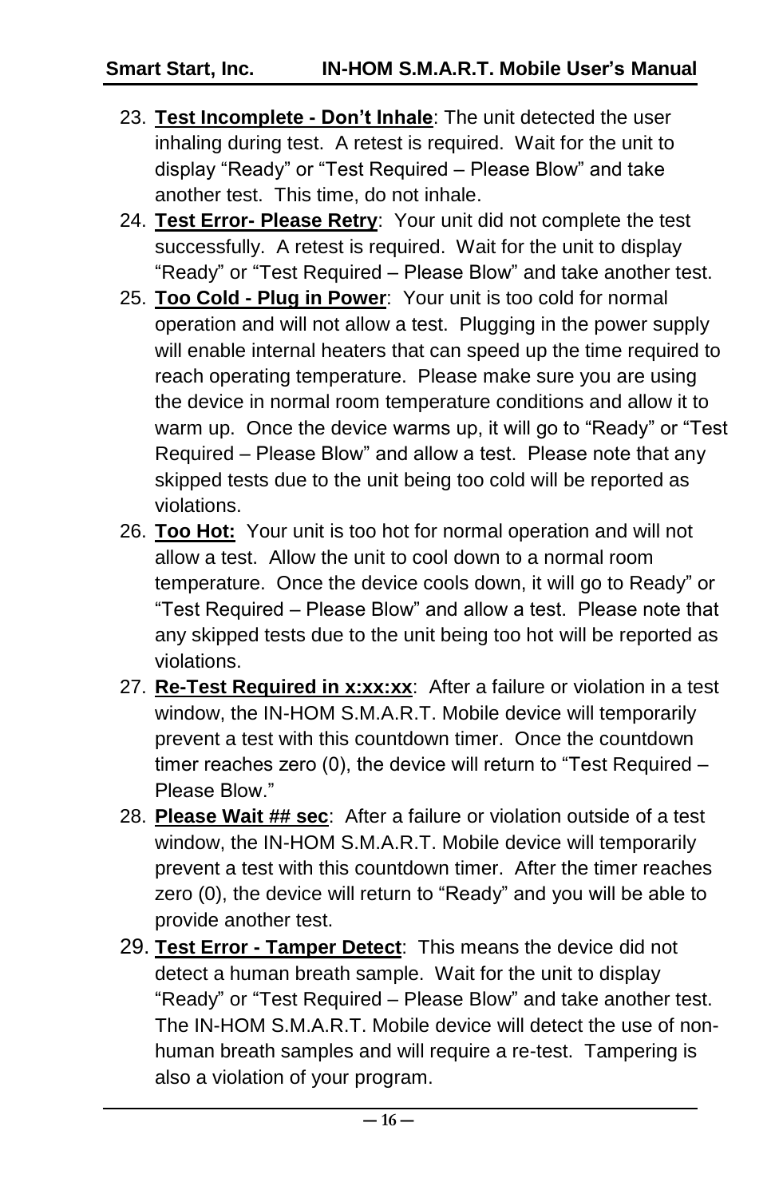23. **Test Incomplete - Don’t Inhale**: The unit detected the user inhaling during test. A retest is required. Wait for the unit to display “Ready” or “Test Required – Please Blow” and take another test. This time, do not inhale.
24. **Test Error- Please Retry**: Your unit did not complete the test successfully. A retest is required. Wait for the unit to display “Ready” or “Test Required – Please Blow” and take another test.
25. **Too Cold - Plug in Power**: Your unit is too cold for normal operation and will not allow a test. Plugging in the power supply will enable internal heaters that can speed up the time required to reach operating temperature. Please make sure you are using the device in normal room temperature conditions and allow it to warm up. Once the device warms up, it will go to “Ready” or “Test Required – Please Blow” and allow a test. Please note that any skipped tests due to the unit being too cold will be reported as violations.
26. **Too Hot:** Your unit is too hot for normal operation and will not allow a test. Allow the unit to cool down to a normal room temperature. Once the device cools down, it will go to Ready” or “Test Required – Please Blow” and allow a test. Please note that any skipped tests due to the unit being too hot will be reported as violations.
27. **Re-Test Required in x:xx:xx**: After a failure or violation in a test window, the IN-HOM S.M.A.R.T. Mobile device will temporarily prevent a test with this countdown timer. Once the countdown timer reaches zero (0), the device will return to “Test Required – Please Blow.”
28. **Please Wait ## sec**: After a failure or violation outside of a test window, the IN-HOM S.M.A.R.T. Mobile device will temporarily prevent a test with this countdown timer. After the timer reaches zero (0), the device will return to “Ready” and you will be able to provide another test.
29. **Test Error - Tamper Detect**: This means the device did not detect a human breath sample. Wait for the unit to display “Ready” or “Test Required – Please Blow” and take another test. The IN-HOM S.M.A.R.T. Mobile device will detect the use of non-human breath samples and will require a re-test. Tampering is also a violation of your program.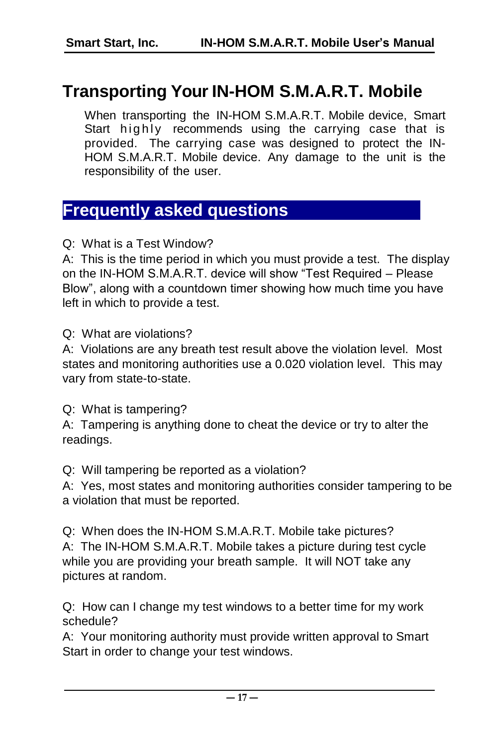# Transporting Your IN-HOM S.M.A.R.T. Mobile

When transporting the IN-HOM S.M.A.R.T. Mobile device, Smart Start highly recommends using the carrying case that is provided. The carrying case was designed to protect the IN-HOM S.M.A.R.T. Mobile device. Any damage to the unit is the responsibility of the user.

# Frequently asked questions

Q: What is a Test Window?
A: This is the time period in which you must provide a test. The display on the IN-HOM S.M.A.R.T. device will show "Test Required – Please Blow", along with a countdown timer showing how much time you have left in which to provide a test.

Q: What are violations?
A: Violations are any breath test result above the violation level. Most states and monitoring authorities use a 0.020 violation level. This may vary from state-to-state.

Q: What is tampering?
A: Tampering is anything done to cheat the device or try to alter the readings.

Q: Will tampering be reported as a violation?
A: Yes, most states and monitoring authorities consider tampering to be a violation that must be reported.

Q: When does the IN-HOM S.M.A.R.T. Mobile take pictures?
A: The IN-HOM S.M.A.R.T. Mobile takes a picture during test cycle while you are providing your breath sample. It will NOT take any pictures at random.

Q: How can I change my test windows to a better time for my work schedule?
A: Your monitoring authority must provide written approval to Smart Start in order to change your test windows.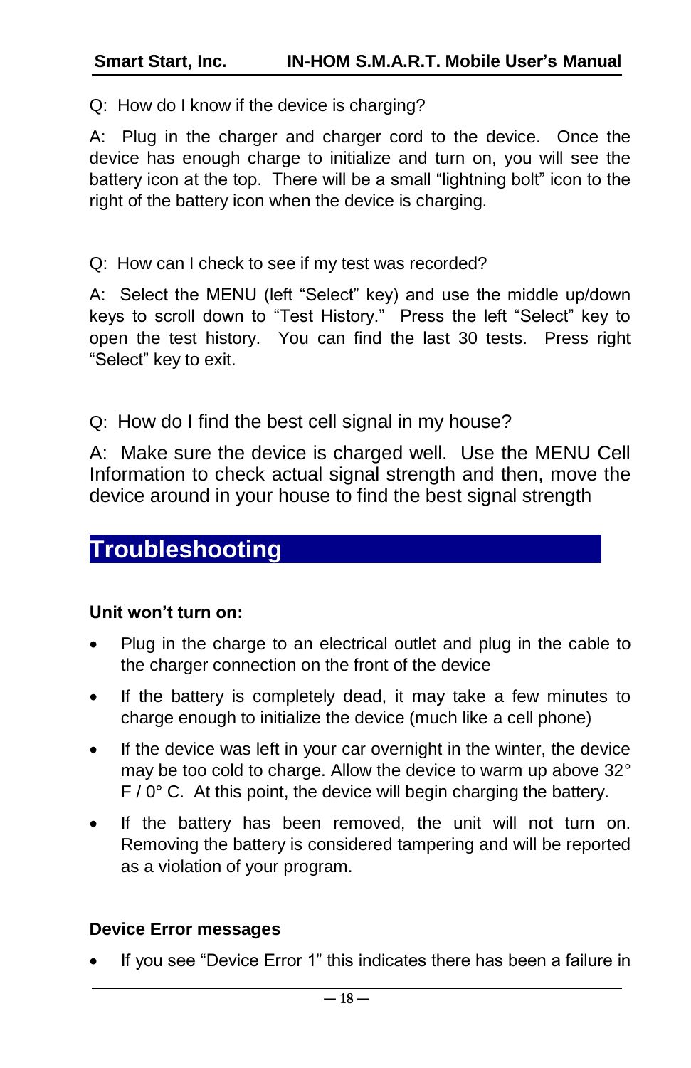Q: How do I know if the device is charging?

A: Plug in the charger and charger cord to the device. Once the device has enough charge to initialize and turn on, you will see the battery icon at the top. There will be a small “lightning bolt” icon to the right of the battery icon when the device is charging.

Q: How can I check to see if my test was recorded?

A: Select the MENU (left “Select” key) and use the middle up/down keys to scroll down to “Test History.” Press the left “Select” key to open the test history. You can find the last 30 tests. Press right “Select” key to exit.

Q: How do I find the best cell signal in my house?

A: Make sure the device is charged well. Use the MENU Cell Information to check actual signal strength and then, move the device around in your house to find the best signal strength

# Troubleshooting

**Unit won’t turn on:**

- Plug in the charge to an electrical outlet and plug in the cable to the charger connection on the front of the device
- If the battery is completely dead, it may take a few minutes to charge enough to initialize the device (much like a cell phone)
- If the device was left in your car overnight in the winter, the device may be too cold to charge. Allow the device to warm up above 32° F / 0° C. At this point, the device will begin charging the battery.
- If the battery has been removed, the unit will not turn on. Removing the battery is considered tampering and will be reported as a violation of your program.

**Device Error messages**

- If you see “Device Error 1” this indicates there has been a failure in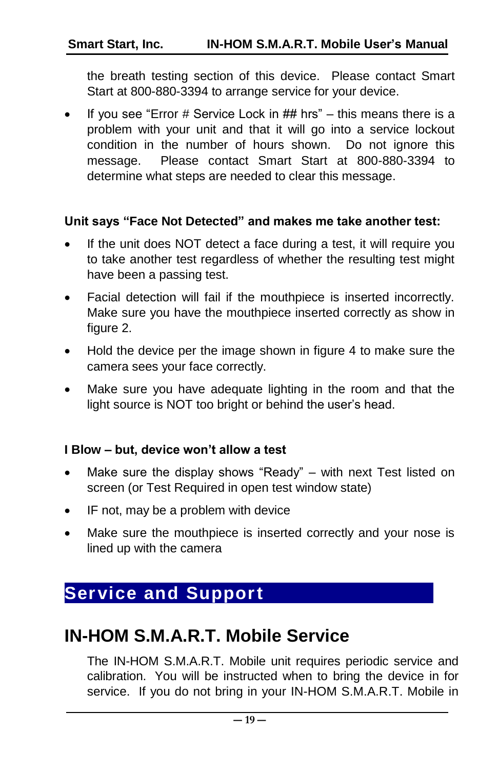the breath testing section of this device. Please contact Smart Start at 800-880-3394 to arrange service for your device.

- If you see "Error # Service Lock in ## hrs" – this means there is a problem with your unit and that it will go into a service lockout condition in the number of hours shown. Do not ignore this message. Please contact Smart Start at 800-880-3394 to determine what steps are needed to clear this message.

**Unit says "Face Not Detected" and makes me take another test:**

- If the unit does NOT detect a face during a test, it will require you to take another test regardless of whether the resulting test might have been a passing test.
- Facial detection will fail if the mouthpiece is inserted incorrectly. Make sure you have the mouthpiece inserted correctly as show in figure 2.
- Hold the device per the image shown in figure 4 to make sure the camera sees your face correctly.
- Make sure you have adequate lighting in the room and that the light source is NOT too bright or behind the user's head.

**I Blow – but, device won't allow a test**

- Make sure the display shows "Ready" – with next Test listed on screen (or Test Required in open test window state)
- IF not, may be a problem with device
- Make sure the mouthpiece is inserted correctly and your nose is lined up with the camera

# Service and Support

## IN-HOM S.M.A.R.T. Mobile Service

The IN-HOM S.M.A.R.T. Mobile unit requires periodic service and calibration. You will be instructed when to bring the device in for service. If you do not bring in your IN-HOM S.M.A.R.T. Mobile in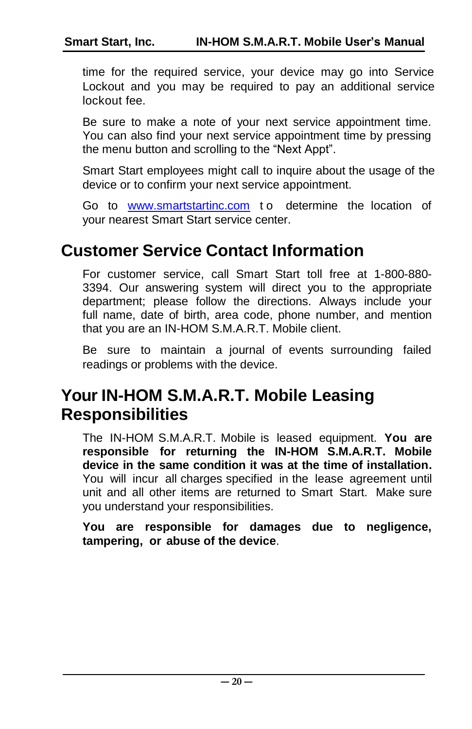time for the required service, your device may go into Service Lockout and you may be required to pay an additional service lockout fee.

Be sure to make a note of your next service appointment time. You can also find your next service appointment time by pressing the menu button and scrolling to the “Next Appt”.

Smart Start employees might call to inquire about the usage of the device or to confirm your next service appointment.

Go to www.smartstartinc.com to determine the location of your nearest Smart Start service center.

## Customer Service Contact Information

For customer service, call Smart Start toll free at 1-800-880-3394. Our answering system will direct you to the appropriate department; please follow the directions. Always include your full name, date of birth, area code, phone number, and mention that you are an IN-HOM S.M.A.R.T. Mobile client.

Be sure to maintain a journal of events surrounding failed readings or problems with the device.

## Your IN-HOM S.M.A.R.T. Mobile Leasing Responsibilities

The IN-HOM S.M.A.R.T. Mobile is leased equipment. **You are responsible for returning the IN-HOM S.M.A.R.T. Mobile device in the same condition it was at the time of installation.** You will incur all charges specified in the lease agreement until unit and all other items are returned to Smart Start. Make sure you understand your responsibilities.

**You are responsible for damages due to negligence, tampering, or abuse of the device**.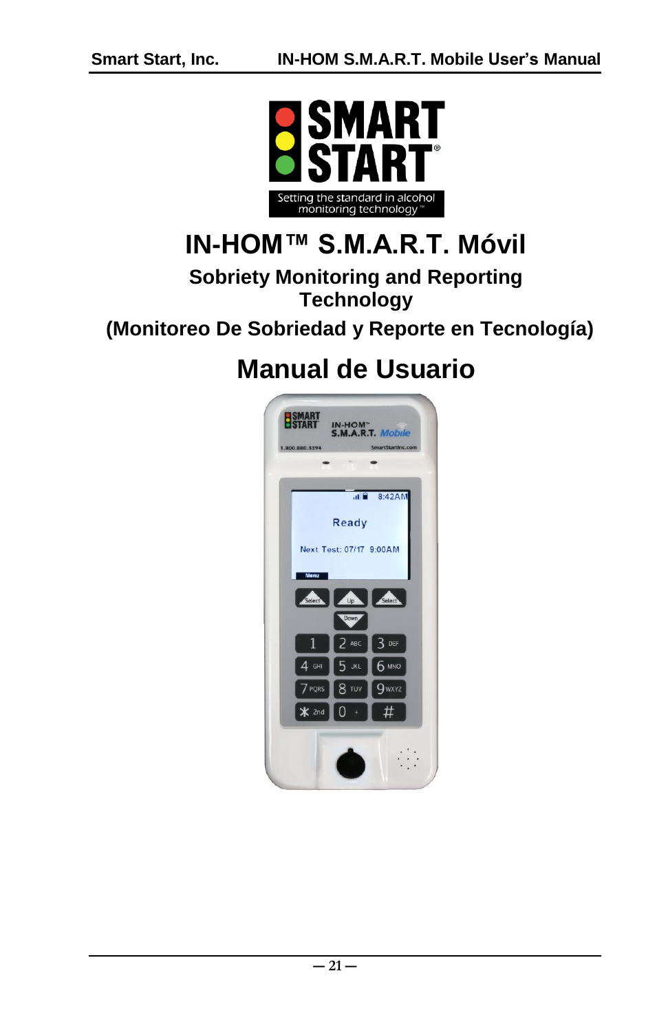# IN-HOM™ S.M.A.R.T. Móvil

## Sobriety Monitoring and Reporting Technology

## (Monitoreo De Sobriedad y Reporte en Tecnología)

# Manual de Usuario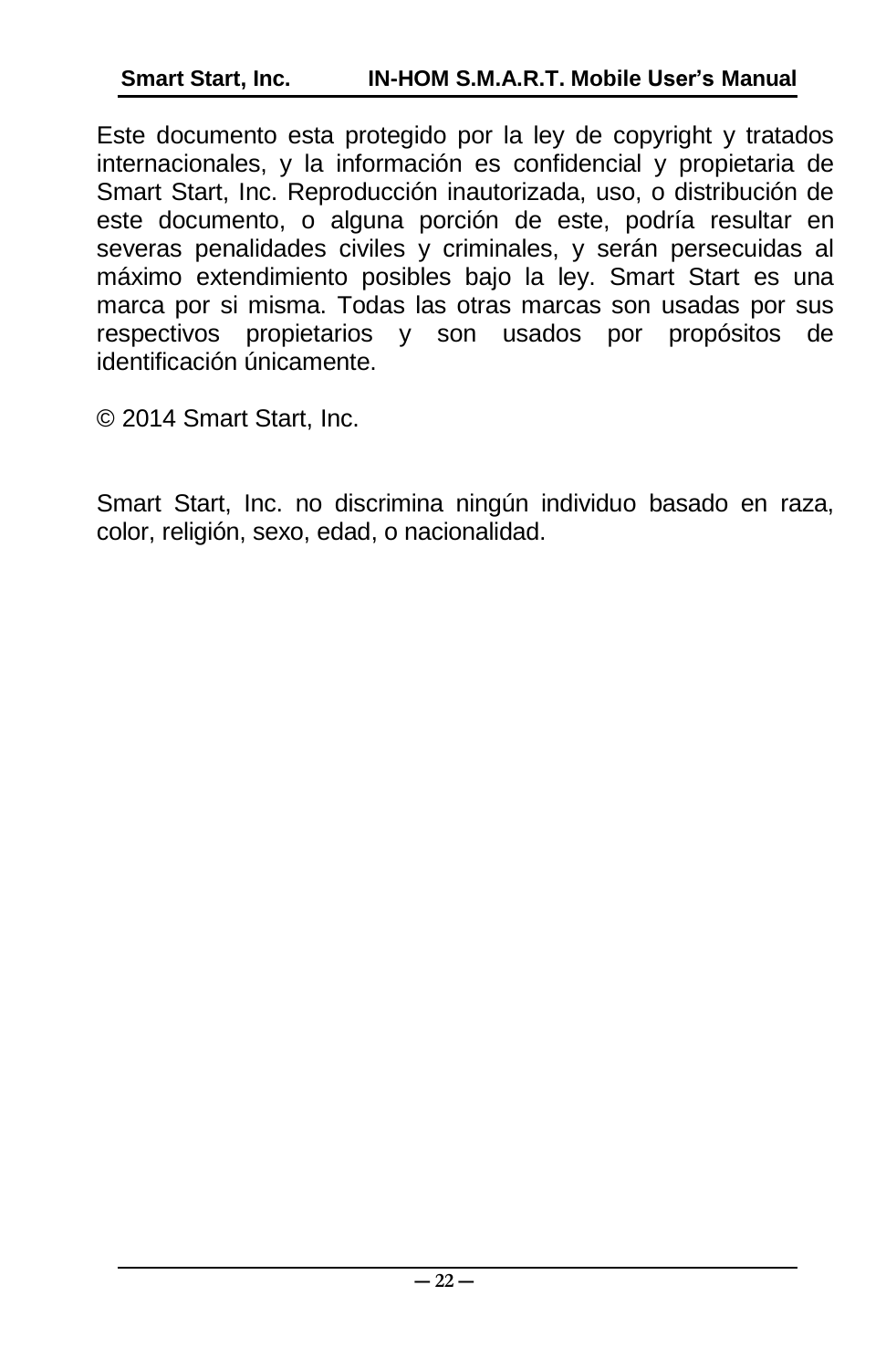Este documento esta protegido por la ley de copyright y tratados internacionales, y la información es confidencial y propietaria de Smart Start, Inc. Reproducción inautorizada, uso, o distribución de este documento, o alguna porción de este, podría resultar en severas penalidades civiles y criminales, y serán persecuidas al máximo extendimiento posibles bajo la ley. Smart Start es una marca por si misma. Todas las otras marcas son usadas por sus respectivos propietarios y son usados por propósitos de identificación únicamente.

© 2014 Smart Start, Inc.

Smart Start, Inc. no discrimina ningún individuo basado en raza, color, religión, sexo, edad, o nacionalidad.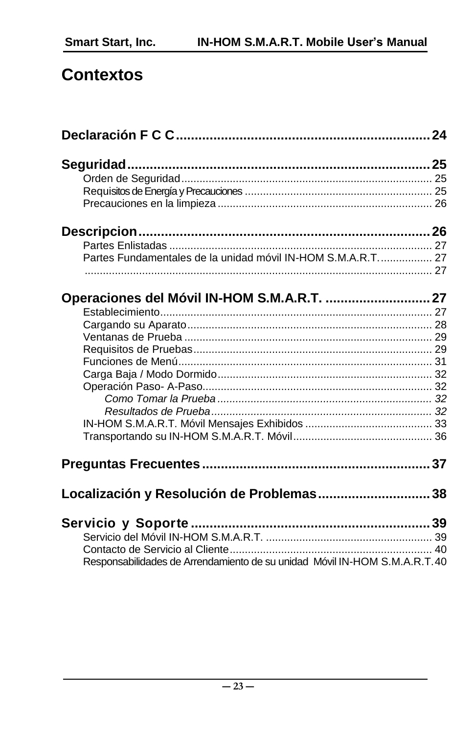# Contextos

**Declaración F C C** .................................................................. **24**

**Seguridad** ........................................................................... **25**

- Orden de Seguridad ........................................................................ 25
- Requisitos de Energía y Precauciones ............................................ 25
- Precauciones en la limpieza ........................................................... 26

**Descripcion** ........................................................................ **26**

- Partes Enlistadas ............................................................................ 27
- Partes Fundamentales de la unidad móvil IN-HOM S.M.A.R.T. ................ 27
- .......................................................................................................... 27

**Operaciones del Móvil IN-HOM S.M.A.R.T.** ............................ **27**

- Establecimiento ................................................................................ 27
- Cargando su Aparato ........................................................................ 28
- Ventanas de Prueba ......................................................................... 29
- Requisitos de Pruebas ...................................................................... 29
- Funciones de Menú ........................................................................... 31
- Carga Baja / Modo Dormido ............................................................. 32
- Operación Paso- A-Paso ................................................................... 32
  - *Como Tomar la Prueba* ................................................................ *32*
  - *Resultados de Prueba* .................................................................. *32*
- IN-HOM S.M.A.R.T. Móvil Mensajes Exhibidos ................................. 33
- Transportando su IN-HOM S.M.A.R.T. Móvil ..................................... 36

**Preguntas Frecuentes** ........................................................... **37**

**Localización y Resolución de Problemas** ................................ **38**

**Servicio y Soporte** ................................................................ **39**

- Servicio del Móvil IN-HOM S.M.A.R.T. ............................................. 39
- Contacto de Servicio al Cliente ......................................................... 40
- Responsabilidades de Arrendamiento de su unidad Móvil IN-HOM S.M.A.R.T. 40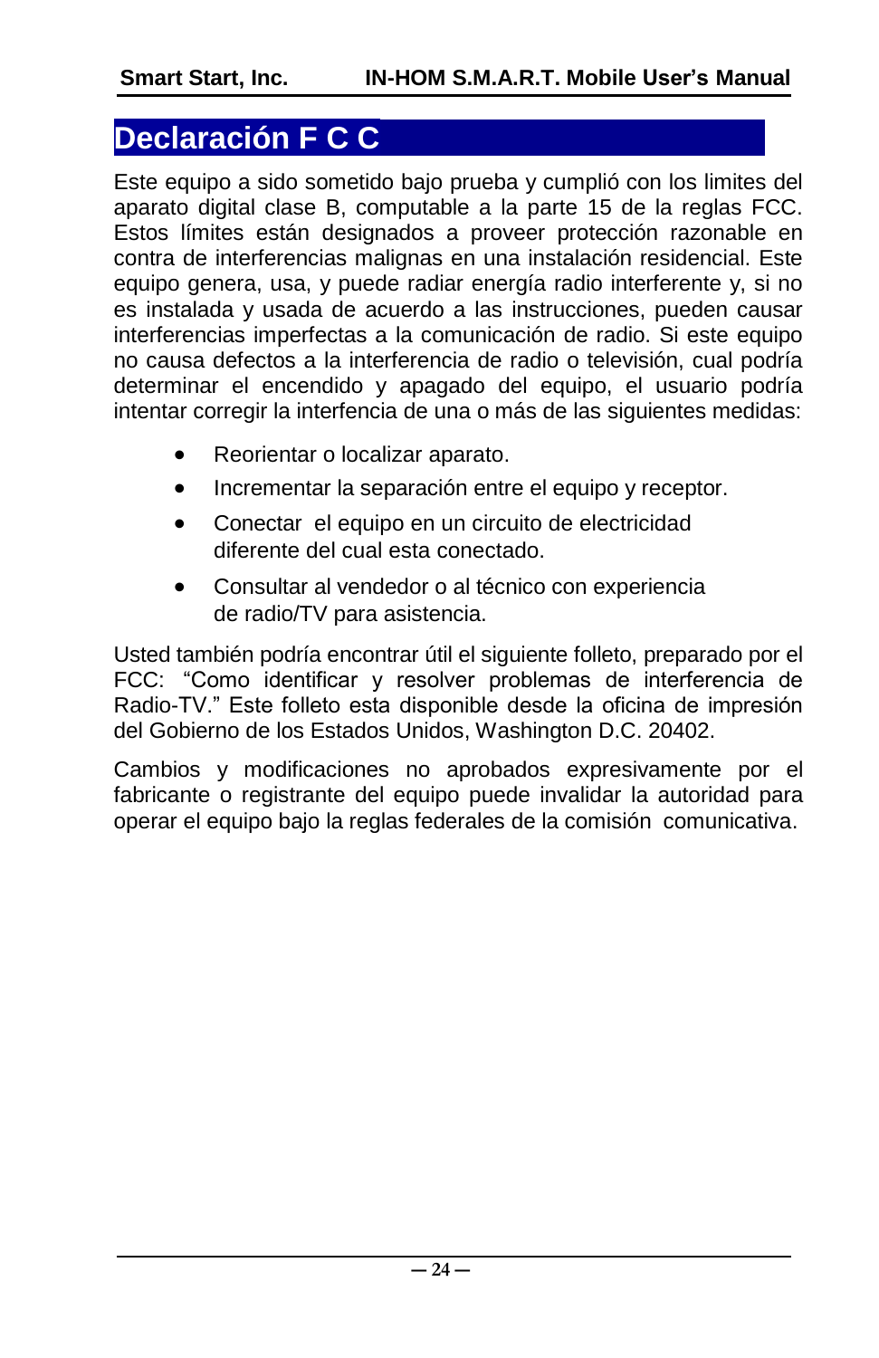# Declaración F C C

Este equipo a sido sometido bajo prueba y cumplió con los limites del aparato digital clase B, computable a la parte 15 de la reglas FCC. Estos límites están designados a proveer protección razonable en contra de interferencias malignas en una instalación residencial. Este equipo genera, usa, y puede radiar energía radio interferente y, si no es instalada y usada de acuerdo a las instrucciones, pueden causar interferencias imperfectas a la comunicación de radio. Si este equipo no causa defectos a la interferencia de radio o televisión, cual podría determinar el encendido y apagado del equipo, el usuario podría intentar corregir la interfencia de una o más de las siguientes medidas:

- Reorientar o localizar aparato.
- Incrementar la separación entre el equipo y receptor.
- Conectar el equipo en un circuito de electricidad diferente del cual esta conectado.
- Consultar al vendedor o al técnico con experiencia de radio/TV para asistencia.

Usted también podría encontrar útil el siguiente folleto, preparado por el FCC: "Como identificar y resolver problemas de interferencia de Radio-TV." Este folleto esta disponible desde la oficina de impresión del Gobierno de los Estados Unidos, Washington D.C. 20402.

Cambios y modificaciones no aprobados expresivamente por el fabricante o registrante del equipo puede invalidar la autoridad para operar el equipo bajo la reglas federales de la comisión comunicativa.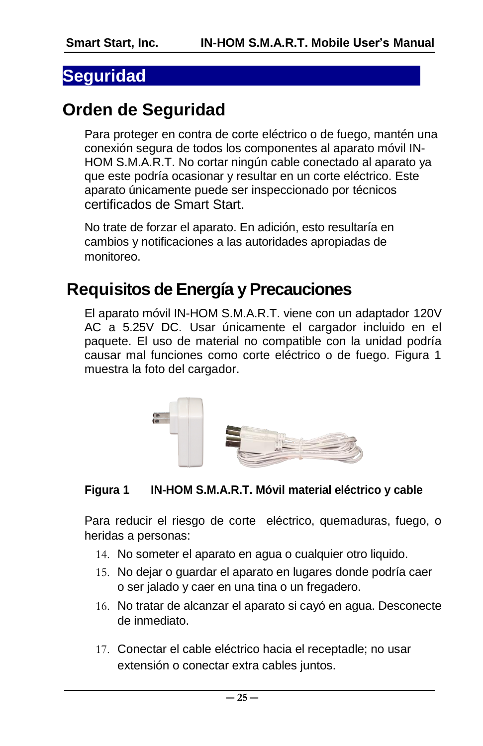# Seguridad

## Orden de Seguridad

Para proteger en contra de corte eléctrico o de fuego, mantén una conexión segura de todos los componentes al aparato móvil IN-HOM S.M.A.R.T. No cortar ningún cable conectado al aparato ya que este podría ocasionar y resultar en un corte eléctrico. Este aparato únicamente puede ser inspeccionado por técnicos certificados de Smart Start.

No trate de forzar el aparato. En adición, esto resultaría en cambios y notificaciones a las autoridades apropiadas de monitoreo.

## Requisitos de Energía y Precauciones

El aparato móvil IN-HOM S.M.A.R.T. viene con un adaptador 120V AC a 5.25V DC. Usar únicamente el cargador incluido en el paquete. El uso de material no compatible con la unidad podría causar mal funciones como corte eléctrico o de fuego. Figura 1 muestra la foto del cargador.

**Figura 1 IN-HOM S.M.A.R.T. Móvil material eléctrico y cable**

Para reducir el riesgo de corte eléctrico, quemaduras, fuego, o heridas a personas:

14. No someter el aparato en agua o cualquier otro liquido.
15. No dejar o guardar el aparato en lugares donde podría caer o ser jalado y caer en una tina o un fregadero.
16. No tratar de alcanzar el aparato si cayó en agua. Desconecte de inmediato.
17. Conectar el cable eléctrico hacia el receptadle; no usar extensión o conectar extra cables juntos.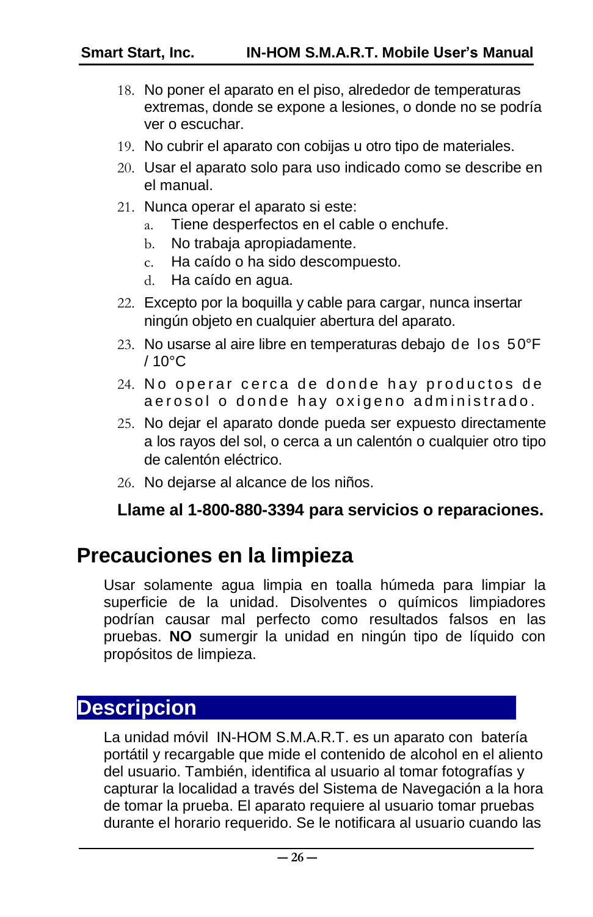18. No poner el aparato en el piso, alrededor de temperaturas extremas, donde se expone a lesiones, o donde no se podría ver o escuchar.
19. No cubrir el aparato con cobijas u otro tipo de materiales.
20. Usar el aparato solo para uso indicado como se describe en el manual.
21. Nunca operar el aparato si este:
    a. Tiene desperfectos en el cable o enchufe.
    b. No trabaja apropiadamente.
    c. Ha caído o ha sido descompuesto.
    d. Ha caído en agua.
22. Excepto por la boquilla y cable para cargar, nunca insertar ningún objeto en cualquier abertura del aparato.
23. No usarse al aire libre en temperaturas debajo de los 50°F / 10°C
24. No operar cerca de donde hay productos de aerosol o donde hay oxigeno administrado.
25. No dejar el aparato donde pueda ser expuesto directamente a los rayos del sol, o cerca a un calentón o cualquier otro tipo de calentón eléctrico.
26. No dejarse al alcance de los niños.

**Llame al 1-800-880-3394 para servicios o reparaciones.**

## Precauciones en la limpieza

Usar solamente agua limpia en toalla húmeda para limpiar la superficie de la unidad. Disolventes o químicos limpiadores podrían causar mal perfecto como resultados falsos en las pruebas. **NO** sumergir la unidad en ningún tipo de líquido con propósitos de limpieza.

## Descripcion

La unidad móvil IN-HOM S.M.A.R.T. es un aparato con batería portátil y recargable que mide el contenido de alcohol en el aliento del usuario. También, identifica al usuario al tomar fotografías y capturar la localidad a través del Sistema de Navegación a la hora de tomar la prueba. El aparato requiere al usuario tomar pruebas durante el horario requerido. Se le notificara al usuario cuando las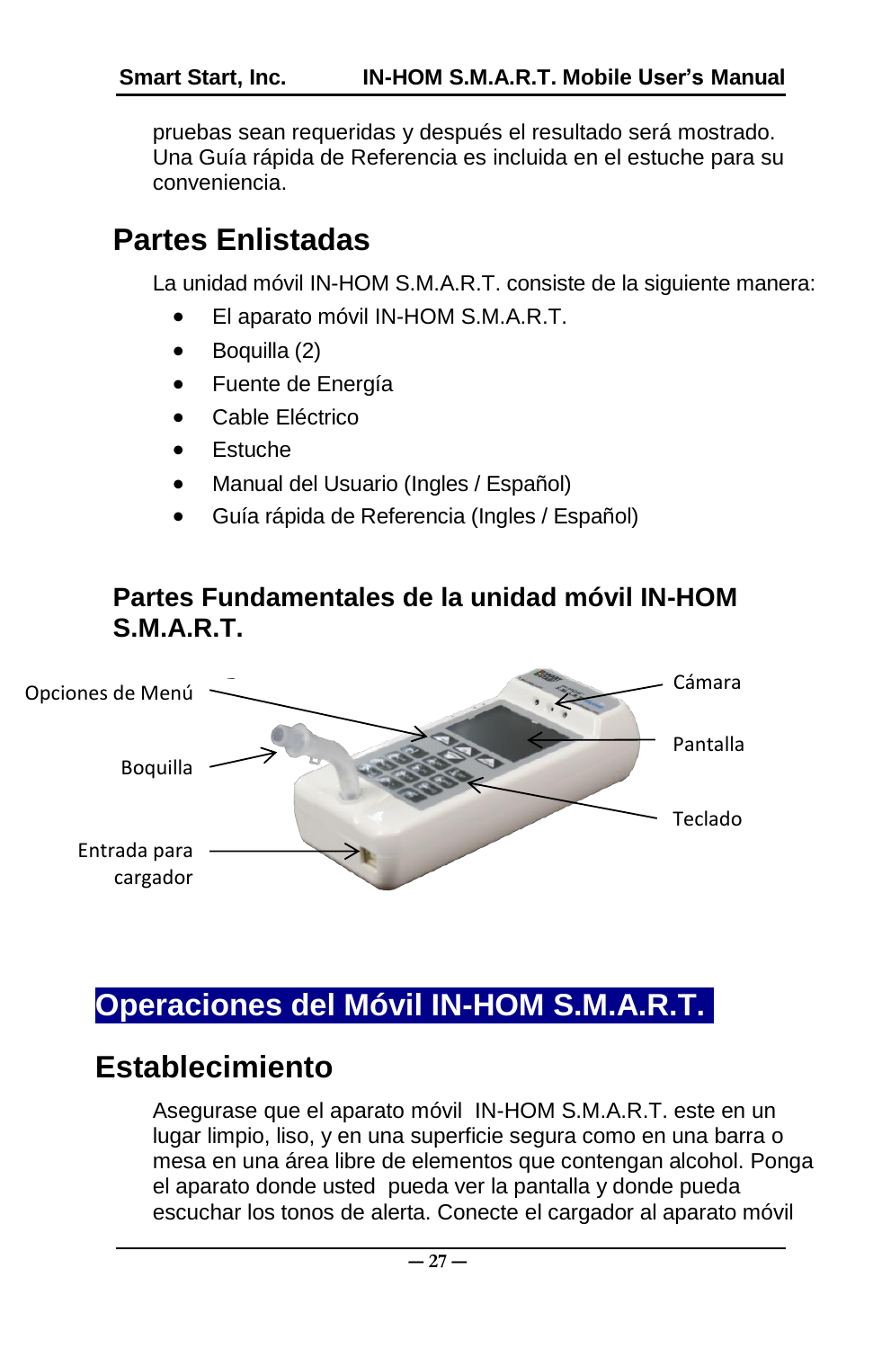pruebas sean requeridas y después el resultado será mostrado. Una Guía rápida de Referencia es incluida en el estuche para su conveniencia.

## Partes Enlistadas

La unidad móvil IN-HOM S.M.A.R.T. consiste de la siguiente manera:

- El aparato móvil IN-HOM S.M.A.R.T.
- Boquilla (2)
- Fuente de Energía
- Cable Eléctrico
- Estuche
- Manual del Usuario (Ingles / Español)
- Guía rápida de Referencia (Ingles / Español)

### Partes Fundamentales de la unidad móvil IN-HOM S.M.A.R.T.

Opciones de Menú

Boquilla

Entrada para cargador

Cámara

Pantalla

Teclado

# Operaciones del Móvil IN-HOM S.M.A.R.T.

## Establecimiento

Asegurase que el aparato móvil IN-HOM S.M.A.R.T. este en un lugar limpio, liso, y en una superficie segura como en una barra o mesa en una área libre de elementos que contengan alcohol. Ponga el aparato donde usted pueda ver la pantalla y donde pueda escuchar los tonos de alerta. Conecte el cargador al aparato móvil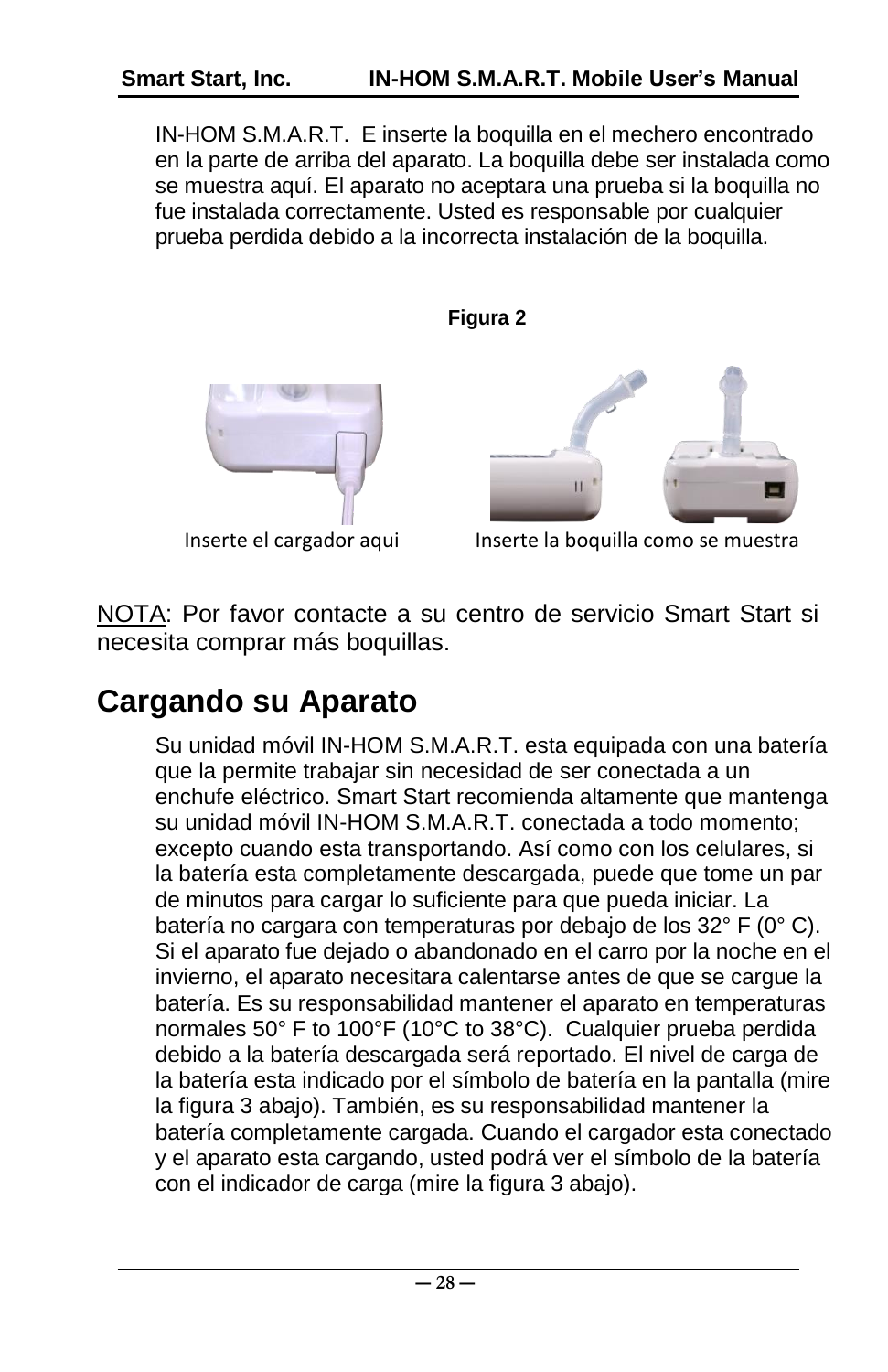IN-HOM S.M.A.R.T.  E inserte la boquilla en el mechero encontrado en la parte de arriba del aparato. La boquilla debe ser instalada como se muestra aquí. El aparato no aceptara una prueba si la boquilla no fue instalada correctamente. Usted es responsable por cualquier prueba perdida debido a la incorrecta instalación de la boquilla.

**Figura 2**

Inserte el cargador aqui

Inserte la boquilla como se muestra

NOTA: Por favor contacte a su centro de servicio Smart Start si necesita comprar más boquillas.

## Cargando su Aparato

Su unidad móvil IN-HOM S.M.A.R.T. esta equipada con una batería que la permite trabajar sin necesidad de ser conectada a un enchufe eléctrico. Smart Start recomienda altamente que mantenga su unidad móvil IN-HOM S.M.A.R.T. conectada a todo momento; excepto cuando esta transportando. Así como con los celulares, si la batería esta completamente descargada, puede que tome un par de minutos para cargar lo suficiente para que pueda iniciar. La batería no cargara con temperaturas por debajo de los 32° F (0° C). Si el aparato fue dejado o abandonado en el carro por la noche en el invierno, el aparato necesitara calentarse antes de que se cargue la batería. Es su responsabilidad mantener el aparato en temperaturas normales 50° F to 100°F (10°C to 38°C).  Cualquier prueba perdida debido a la batería descargada será reportado. El nivel de carga de la batería esta indicado por el símbolo de batería en la pantalla (mire la figura 3 abajo). También, es su responsabilidad mantener la batería completamente cargada. Cuando el cargador esta conectado y el aparato esta cargando, usted podrá ver el símbolo de la batería con el indicador de carga (mire la figura 3 abajo).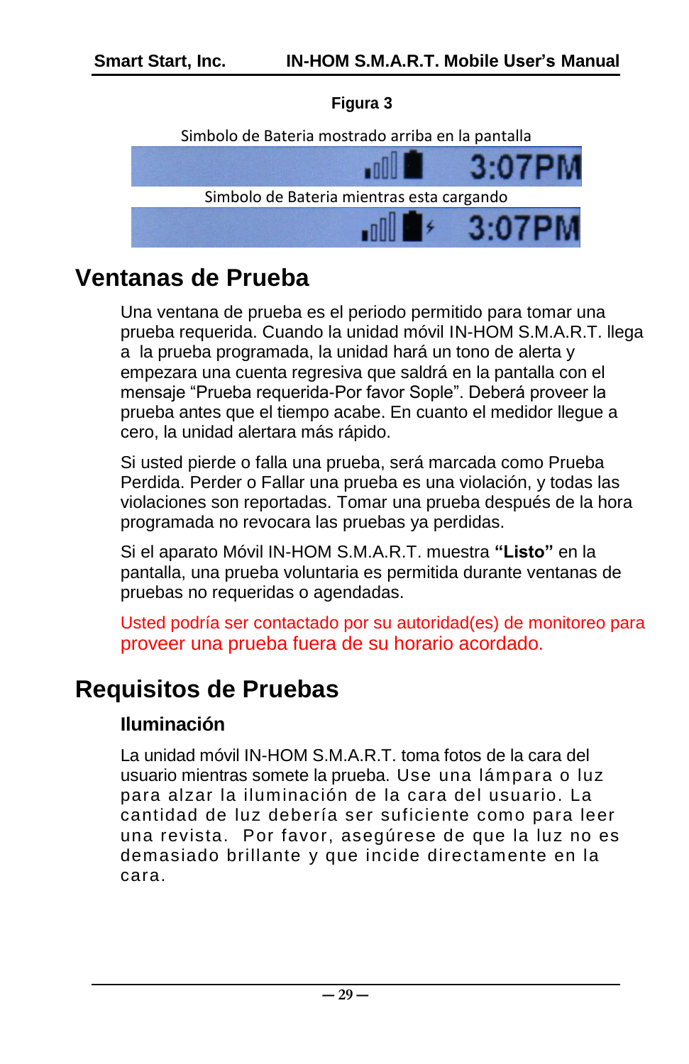**Figura 3**

Simbolo de Bateria mostrado arriba en la pantalla

3:07PM

Simbolo de Bateria mientras esta cargando

3:07PM

# Ventanas de Prueba

Una ventana de prueba es el periodo permitido para tomar una prueba requerida. Cuando la unidad móvil IN-HOM S.M.A.R.T. llega a la prueba programada, la unidad hará un tono de alerta y empezara una cuenta regresiva que saldrá en la pantalla con el mensaje “Prueba requerida-Por favor Sople”. Deberá proveer la prueba antes que el tiempo acabe. En cuanto el medidor llegue a cero, la unidad alertara más rápido.

Si usted pierde o falla una prueba, será marcada como Prueba Perdida. Perder o Fallar una prueba es una violación, y todas las violaciones son reportadas. Tomar una prueba después de la hora programada no revocara las pruebas ya perdidas.

Si el aparato Móvil IN-HOM S.M.A.R.T. muestra **“Listo”** en la pantalla, una prueba voluntaria es permitida durante ventanas de pruebas no requeridas o agendadas.

Usted podría ser contactado por su autoridad(es) de monitoreo para proveer una prueba fuera de su horario acordado.

# Requisitos de Pruebas

## Iluminación

La unidad móvil IN-HOM S.M.A.R.T. toma fotos de la cara del usuario mientras somete la prueba. Use una lámpara o luz para alzar la iluminación de la cara del usuario. La cantidad de luz debería ser suficiente como para leer una revista. Por favor, asegúrese de que la luz no es demasiado brillante y que incide directamente en la cara.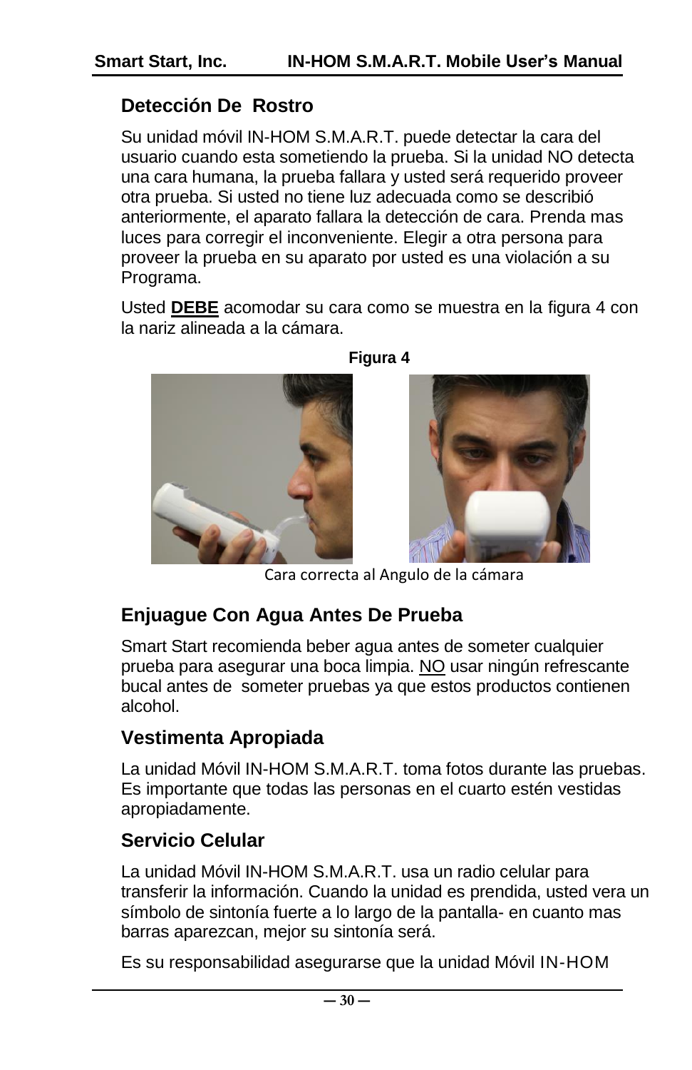## Detección De Rostro

Su unidad móvil IN-HOM S.M.A.R.T. puede detectar la cara del usuario cuando esta sometiendo la prueba. Si la unidad NO detecta una cara humana, la prueba fallara y usted será requerido proveer otra prueba. Si usted no tiene luz adecuada como se describió anteriormente, el aparato fallara la detección de cara. Prenda mas luces para corregir el inconveniente. Elegir a otra persona para proveer la prueba en su aparato por usted es una violación a su Programa.

Usted **DEBE** acomodar su cara como se muestra en la figura 4 con la nariz alineada a la cámara.

**Figura 4**

Cara correcta al Angulo de la cámara

## Enjuague Con Agua Antes De Prueba

Smart Start recomienda beber agua antes de someter cualquier prueba para asegurar una boca limpia. NO usar ningún refrescante bucal antes de someter pruebas ya que estos productos contienen alcohol.

## Vestimenta Apropiada

La unidad Móvil IN-HOM S.M.A.R.T. toma fotos durante las pruebas. Es importante que todas las personas en el cuarto estén vestidas apropiadamente.

## Servicio Celular

La unidad Móvil IN-HOM S.M.A.R.T. usa un radio celular para transferir la información. Cuando la unidad es prendida, usted vera un símbolo de sintonía fuerte a lo largo de la pantalla- en cuanto mas barras aparezcan, mejor su sintonía será.

Es su responsabilidad asegurarse que la unidad Móvil IN-HOM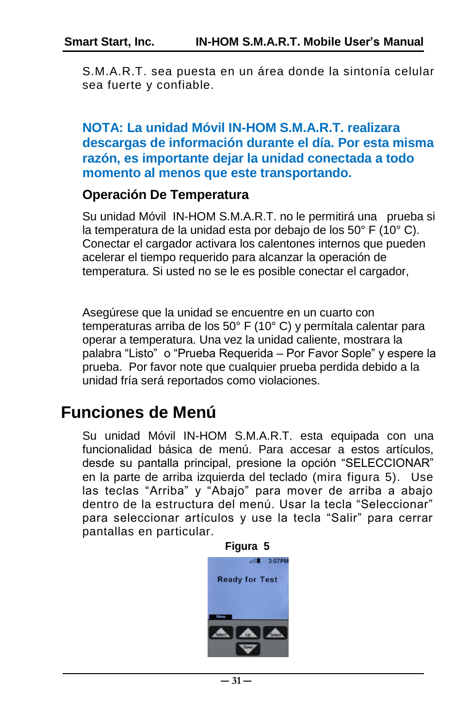S.M.A.R.T. sea puesta en un área donde la sintonía celular sea fuerte y confiable.

**NOTA: La unidad Móvil IN-HOM S.M.A.R.T. realizara descargas de información durante el día. Por esta misma razón, es importante dejar la unidad conectada a todo momento al menos que este transportando.**

### Operación De Temperatura

Su unidad Móvil IN-HOM S.M.A.R.T. no le permitirá una prueba si la temperatura de la unidad esta por debajo de los 50° F (10° C). Conectar el cargador activara los calentones internos que pueden acelerar el tiempo requerido para alcanzar la operación de temperatura. Si usted no se le es posible conectar el cargador,

Asegúrese que la unidad se encuentre en un cuarto con temperaturas arriba de los 50° F (10° C) y permítala calentar para operar a temperatura. Una vez la unidad caliente, mostrara la palabra "Listo" o "Prueba Requerida – Por Favor Sople" y espere la prueba. Por favor note que cualquier prueba perdida debido a la unidad fría será reportados como violaciones.

## Funciones de Menú

Su unidad Móvil IN-HOM S.M.A.R.T. esta equipada con una funcionalidad básica de menú. Para accesar a estos artículos, desde su pantalla principal, presione la opción "SELECCIONAR" en la parte de arriba izquierda del teclado (mira figura 5). Use las teclas "Arriba" y "Abajo" para mover de arriba a abajo dentro de la estructura del menú. Usar la tecla "Seleccionar" para seleccionar artículos y use la tecla "Salir" para cerrar pantallas en particular.

**Figura 5**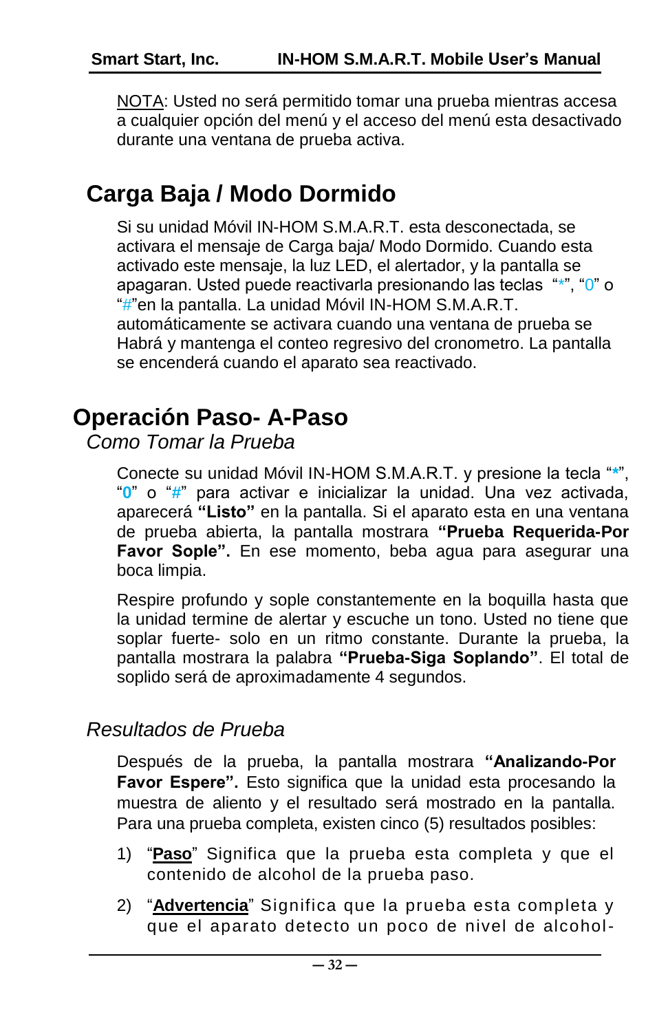NOTA: Usted no será permitido tomar una prueba mientras accesa a cualquier opción del menú y el acceso del menú esta desactivado durante una ventana de prueba activa.

# Carga Baja / Modo Dormido

Si su unidad Móvil IN-HOM S.M.A.R.T. esta desconectada, se activara el mensaje de Carga baja/ Modo Dormido. Cuando esta activado este mensaje, la luz LED, el alertador, y la pantalla se apagaran. Usted puede reactivarla presionando las teclas "*", "0" o "#"en la pantalla. La unidad Móvil IN-HOM S.M.A.R.T. automáticamente se activara cuando una ventana de prueba se Habrá y mantenga el conteo regresivo del cronometro. La pantalla se encenderá cuando el aparato sea reactivado.

# Operación Paso- A-Paso

## *Como Tomar la Prueba*

Conecte su unidad Móvil IN-HOM S.M.A.R.T. y presione la tecla "**\***", "**0**" o "**#**" para activar e inicializar la unidad. Una vez activada, aparecerá **"Listo"** en la pantalla. Si el aparato esta en una ventana de prueba abierta, la pantalla mostrara **"Prueba Requerida-Por Favor Sople".** En ese momento, beba agua para asegurar una boca limpia.

Respire profundo y sople constantemente en la boquilla hasta que la unidad termine de alertar y escuche un tono. Usted no tiene que soplar fuerte- solo en un ritmo constante. Durante la prueba, la pantalla mostrara la palabra **"Prueba-Siga Soplando"**. El total de soplido será de aproximadamente 4 segundos.

## *Resultados de Prueba*

Después de la prueba, la pantalla mostrara **"Analizando-Por Favor Espere".** Esto significa que la unidad esta procesando la muestra de aliento y el resultado será mostrado en la pantalla. Para una prueba completa, existen cinco (5) resultados posibles:

1) "**Paso**" Significa que la prueba esta completa y que el contenido de alcohol de la prueba paso.
2) "**Advertencia**" Significa que la prueba esta completa y que el aparato detecto un poco de nivel de alcohol-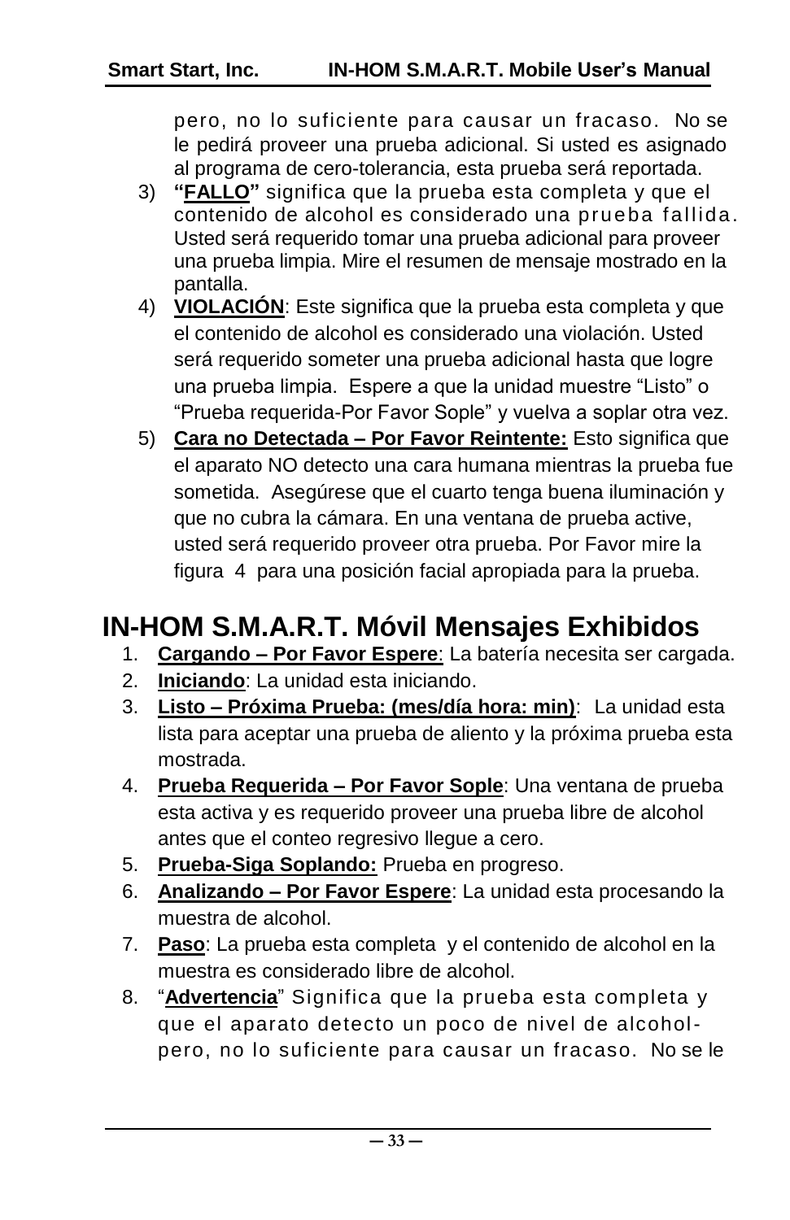pero, no lo suficiente para causar un fracaso. No se le pedirá proveer una prueba adicional. Si usted es asignado al programa de cero-tolerancia, esta prueba será reportada.

3) **"FALLO"** significa que la prueba esta completa y que el contenido de alcohol es considerado una prueba fallida. Usted será requerido tomar una prueba adicional para proveer una prueba limpia. Mire el resumen de mensaje mostrado en la pantalla.
4) **VIOLACIÓN**: Este significa que la prueba esta completa y que el contenido de alcohol es considerado una violación. Usted será requerido someter una prueba adicional hasta que logre una prueba limpia. Espere a que la unidad muestre "Listo" o "Prueba requerida-Por Favor Sople" y vuelva a soplar otra vez.
5) **Cara no Detectada – Por Favor Reintente:** Esto significa que el aparato NO detecto una cara humana mientras la prueba fue sometida. Asegúrese que el cuarto tenga buena iluminación y que no cubra la cámara. En una ventana de prueba active, usted será requerido proveer otra prueba. Por Favor mire la figura 4 para una posición facial apropiada para la prueba.

# IN-HOM S.M.A.R.T. Móvil Mensajes Exhibidos

1. **Cargando – Por Favor Espere**: La batería necesita ser cargada.
2. **Iniciando**: La unidad esta iniciando.
3. **Listo – Próxima Prueba: (mes/día hora: min)**: La unidad esta lista para aceptar una prueba de aliento y la próxima prueba esta mostrada.
4. **Prueba Requerida – Por Favor Sople**: Una ventana de prueba esta activa y es requerido proveer una prueba libre de alcohol antes que el conteo regresivo llegue a cero.
5. **Prueba-Siga Soplando:** Prueba en progreso.
6. **Analizando – Por Favor Espere**: La unidad esta procesando la muestra de alcohol.
7. **Paso**: La prueba esta completa y el contenido de alcohol en la muestra es considerado libre de alcohol.
8. "**Advertencia**" Significa que la prueba esta completa y que el aparato detecto un poco de nivel de alcohol-pero, no lo suficiente para causar un fracaso. No se le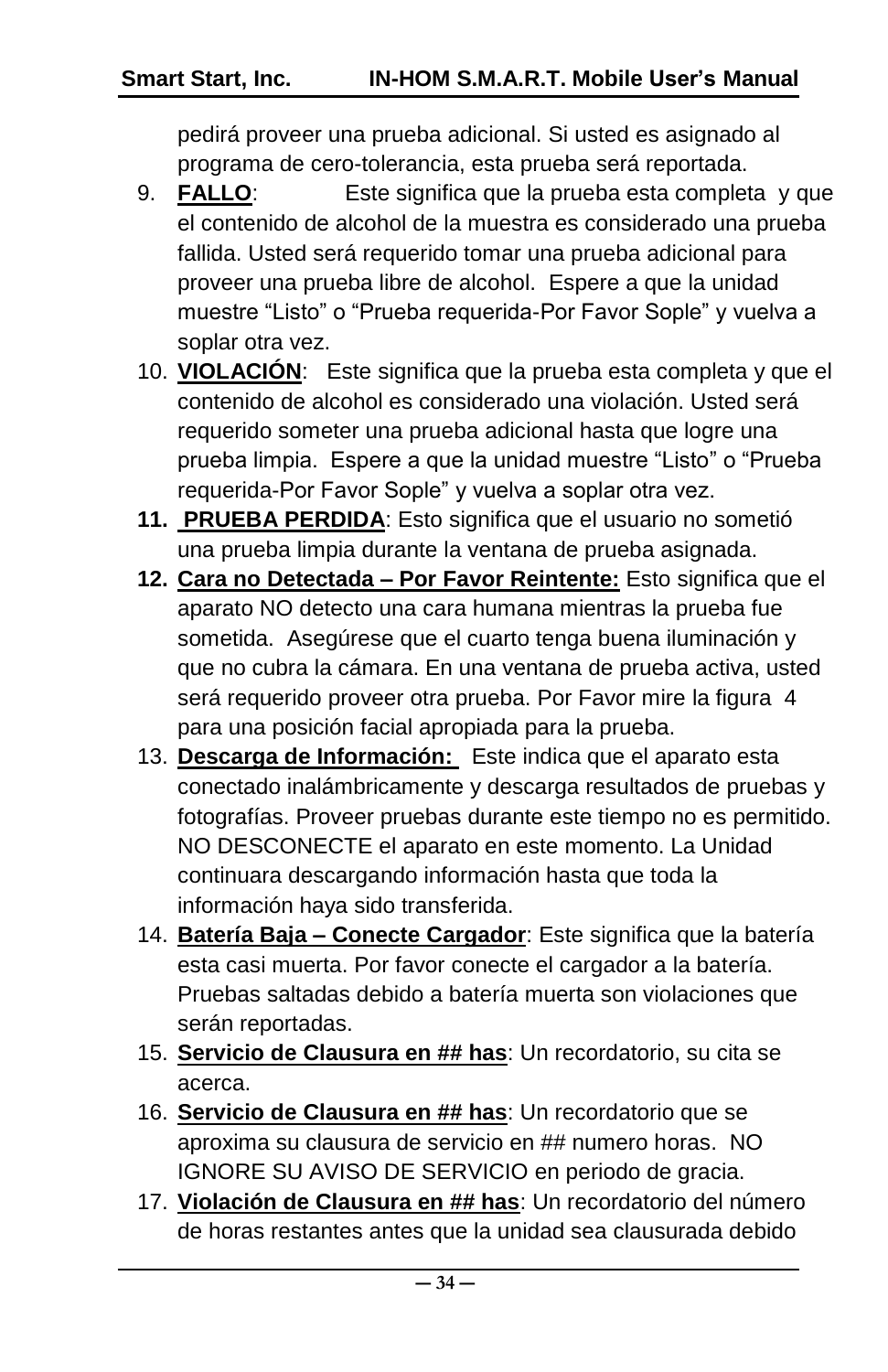pedirá proveer una prueba adicional. Si usted es asignado al programa de cero-tolerancia, esta prueba será reportada.

9. **<u>FALLO</u>**: Este significa que la prueba esta completa y que el contenido de alcohol de la muestra es considerado una prueba fallida. Usted será requerido tomar una prueba adicional para proveer una prueba libre de alcohol. Espere a que la unidad muestre "Listo" o "Prueba requerida-Por Favor Sople" y vuelva a soplar otra vez.
10. **<u>VIOLACIÓN</u>**: Este significa que la prueba esta completa y que el contenido de alcohol es considerado una violación. Usted será requerido someter una prueba adicional hasta que logre una prueba limpia. Espere a que la unidad muestre "Listo" o "Prueba requerida-Por Favor Sople" y vuelva a soplar otra vez.
11. **<u>PRUEBA PERDIDA</u>**: Esto significa que el usuario no sometió una prueba limpia durante la ventana de prueba asignada.
12. **<u>Cara no Detectada – Por Favor Reintente:</u>** Esto significa que el aparato NO detecto una cara humana mientras la prueba fue sometida. Asegúrese que el cuarto tenga buena iluminación y que no cubra la cámara. En una ventana de prueba activa, usted será requerido proveer otra prueba. Por Favor mire la figura 4 para una posición facial apropiada para la prueba.
13. **<u>Descarga de Información:</u>** Este indica que el aparato esta conectado inalámbricamente y descarga resultados de pruebas y fotografías. Proveer pruebas durante este tiempo no es permitido. NO DESCONECTE el aparato en este momento. La Unidad continuara descargando información hasta que toda la información haya sido transferida.
14. **<u>Batería Baja – Conecte Cargador</u>**: Este significa que la batería esta casi muerta. Por favor conecte el cargador a la batería. Pruebas saltadas debido a batería muerta son violaciones que serán reportadas.
15. **<u>Servicio de Clausura en ## has</u>**: Un recordatorio, su cita se acerca.
16. **<u>Servicio de Clausura en ## has</u>**: Un recordatorio que se aproxima su clausura de servicio en ## numero horas. NO IGNORE SU AVISO DE SERVICIO en periodo de gracia.
17. **<u>Violación de Clausura en ## has</u>**: Un recordatorio del número de horas restantes antes que la unidad sea clausurada debido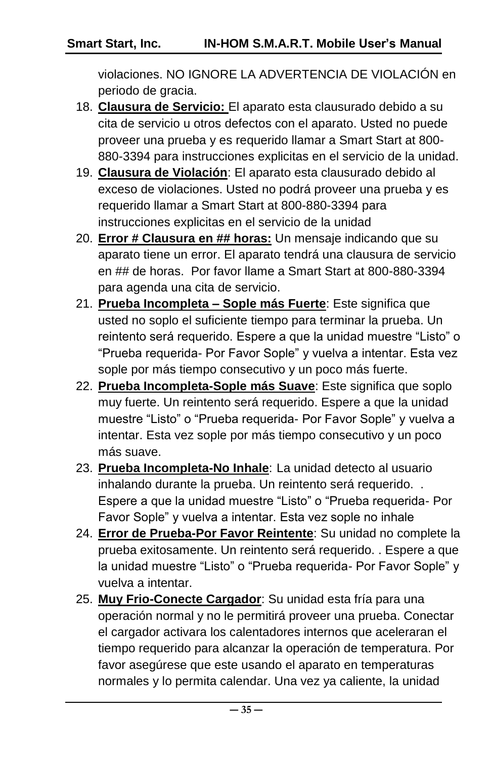violaciones. NO IGNORE LA ADVERTENCIA DE VIOLACIÓN en periodo de gracia.

18. **Clausura de Servicio:** El aparato esta clausurado debido a su cita de servicio u otros defectos con el aparato. Usted no puede proveer una prueba y es requerido llamar a Smart Start at 800-880-3394 para instrucciones explicitas en el servicio de la unidad.
19. **Clausura de Violación**: El aparato esta clausurado debido al exceso de violaciones. Usted no podrá proveer una prueba y es requerido llamar a Smart Start at 800-880-3394 para instrucciones explicitas en el servicio de la unidad
20. **Error # Clausura en ## horas:** Un mensaje indicando que su aparato tiene un error. El aparato tendrá una clausura de servicio en ## de horas. Por favor llame a Smart Start at 800-880-3394 para agenda una cita de servicio.
21. **Prueba Incompleta – Sople más Fuerte**: Este significa que usted no soplo el suficiente tiempo para terminar la prueba. Un reintento será requerido. Espere a que la unidad muestre "Listo" o "Prueba requerida- Por Favor Sople" y vuelva a intentar. Esta vez sople por más tiempo consecutivo y un poco más fuerte.
22. **Prueba Incompleta-Sople más Suave**: Este significa que soplo muy fuerte. Un reintento será requerido. Espere a que la unidad muestre "Listo" o "Prueba requerida- Por Favor Sople" y vuelva a intentar. Esta vez sople por más tiempo consecutivo y un poco más suave.
23. **Prueba Incompleta-No Inhale**: La unidad detecto al usuario inhalando durante la prueba. Un reintento será requerido. . Espere a que la unidad muestre "Listo" o "Prueba requerida- Por Favor Sople" y vuelva a intentar. Esta vez sople no inhale
24. **Error de Prueba-Por Favor Reintente**: Su unidad no complete la prueba exitosamente. Un reintento será requerido. . Espere a que la unidad muestre "Listo" o "Prueba requerida- Por Favor Sople" y vuelva a intentar.
25. **Muy Frio-Conecte Cargador**: Su unidad esta fría para una operación normal y no le permitirá proveer una prueba. Conectar el cargador activara los calentadores internos que aceleraran el tiempo requerido para alcanzar la operación de temperatura. Por favor asegúrese que este usando el aparato en temperaturas normales y lo permita calendar. Una vez ya caliente, la unidad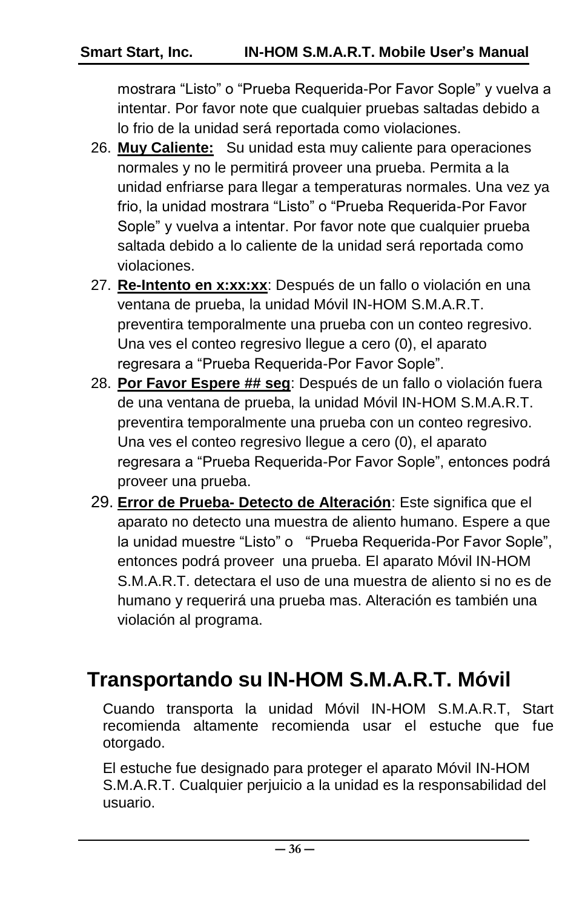mostrara “Listo” o “Prueba Requerida-Por Favor Sople” y vuelva a intentar. Por favor note que cualquier pruebas saltadas debido a lo frio de la unidad será reportada como violaciones.

26. **Muy Caliente:** Su unidad esta muy caliente para operaciones normales y no le permitirá proveer una prueba. Permita a la unidad enfriarse para llegar a temperaturas normales. Una vez ya frio, la unidad mostrara “Listo” o “Prueba Requerida-Por Favor Sople” y vuelva a intentar. Por favor note que cualquier prueba saltada debido a lo caliente de la unidad será reportada como violaciones.
27. **Re-Intento en x:xx:xx**: Después de un fallo o violación en una ventana de prueba, la unidad Móvil IN-HOM S.M.A.R.T. preventira temporalmente una prueba con un conteo regresivo. Una ves el conteo regresivo llegue a cero (0), el aparato regresara a “Prueba Requerida-Por Favor Sople”.
28. **Por Favor Espere ## seg**: Después de un fallo o violación fuera de una ventana de prueba, la unidad Móvil IN-HOM S.M.A.R.T. preventira temporalmente una prueba con un conteo regresivo. Una ves el conteo regresivo llegue a cero (0), el aparato regresara a “Prueba Requerida-Por Favor Sople”, entonces podrá proveer una prueba.
29. **Error de Prueba- Detecto de Alteración**: Este significa que el aparato no detecto una muestra de aliento humano. Espere a que la unidad muestre “Listo” o “Prueba Requerida-Por Favor Sople”, entonces podrá proveer una prueba. El aparato Móvil IN-HOM S.M.A.R.T. detectara el uso de una muestra de aliento si no es de humano y requerirá una prueba mas. Alteración es también una violación al programa.

## Transportando su IN-HOM S.M.A.R.T. Móvil

Cuando transporta la unidad Móvil IN-HOM S.M.A.R.T, Start recomienda altamente recomienda usar el estuche que fue otorgado.

El estuche fue designado para proteger el aparato Móvil IN-HOM S.M.A.R.T. Cualquier perjuicio a la unidad es la responsabilidad del usuario.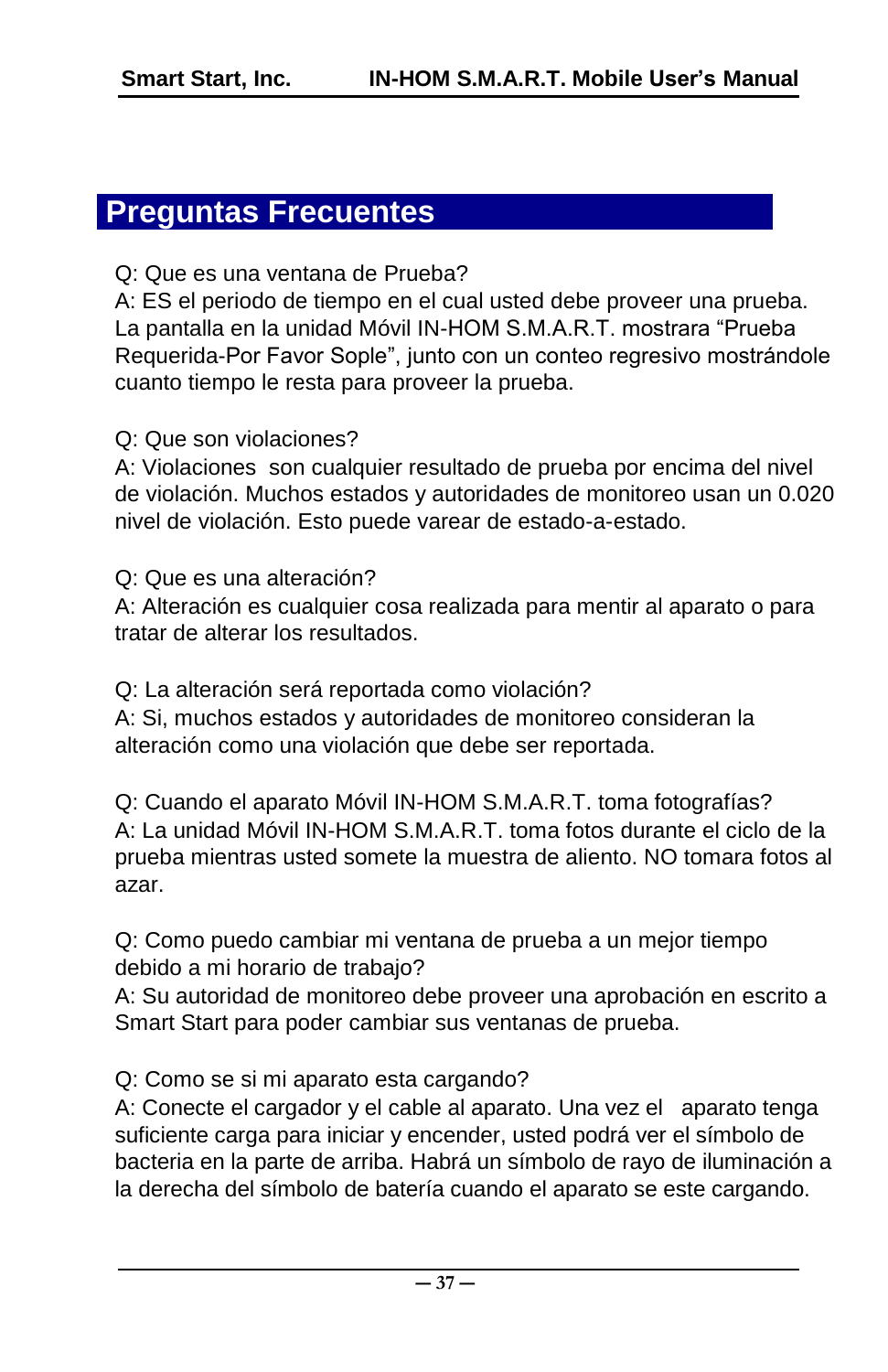## Preguntas Frecuentes

Q: Que es una ventana de Prueba?
A: ES el periodo de tiempo en el cual usted debe proveer una prueba. La pantalla en la unidad Móvil IN-HOM S.M.A.R.T. mostrara “Prueba Requerida-Por Favor Sople”, junto con un conteo regresivo mostrándole cuanto tiempo le resta para proveer la prueba.

Q: Que son violaciones?
A: Violaciones  son cualquier resultado de prueba por encima del nivel de violación. Muchos estados y autoridades de monitoreo usan un 0.020 nivel de violación. Esto puede varear de estado-a-estado.

Q: Que es una alteración?
A: Alteración es cualquier cosa realizada para mentir al aparato o para tratar de alterar los resultados.

Q: La alteración será reportada como violación?
A: Si, muchos estados y autoridades de monitoreo consideran la alteración como una violación que debe ser reportada.

Q: Cuando el aparato Móvil IN-HOM S.M.A.R.T. toma fotografías?
A: La unidad Móvil IN-HOM S.M.A.R.T. toma fotos durante el ciclo de la prueba mientras usted somete la muestra de aliento. NO tomara fotos al azar.

Q: Como puedo cambiar mi ventana de prueba a un mejor tiempo debido a mi horario de trabajo?
A: Su autoridad de monitoreo debe proveer una aprobación en escrito a Smart Start para poder cambiar sus ventanas de prueba.

Q: Como se si mi aparato esta cargando?
A: Conecte el cargador y el cable al aparato. Una vez el   aparato tenga suficiente carga para iniciar y encender, usted podrá ver el símbolo de bacteria en la parte de arriba. Habrá un símbolo de rayo de iluminación a la derecha del símbolo de batería cuando el aparato se este cargando.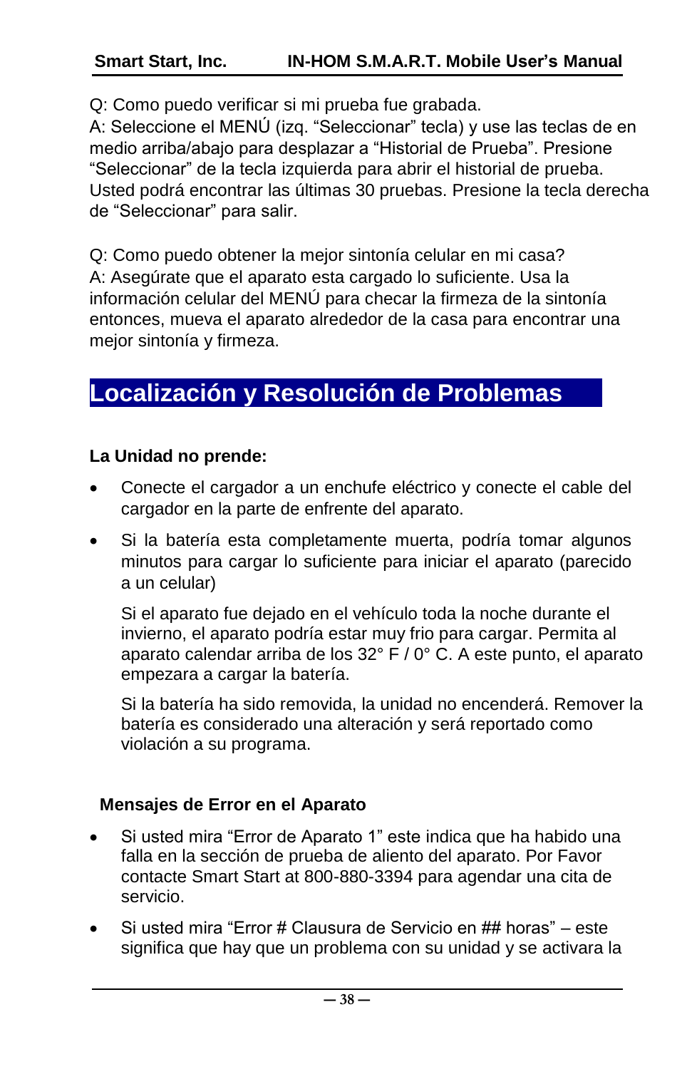Q: Como puedo verificar si mi prueba fue grabada.
A: Seleccione el MENÚ (izq. “Seleccionar” tecla) y use las teclas de en medio arriba/abajo para desplazar a “Historial de Prueba”. Presione “Seleccionar” de la tecla izquierda para abrir el historial de prueba. Usted podrá encontrar las últimas 30 pruebas. Presione la tecla derecha de “Seleccionar” para salir.

Q: Como puedo obtener la mejor sintonía celular en mi casa?
A: Asegúrate que el aparato esta cargado lo suficiente. Usa la información celular del MENÚ para checar la firmeza de la sintonía entonces, mueva el aparato alrededor de la casa para encontrar una mejor sintonía y firmeza.

# Localización y Resolución de Problemas

### La Unidad no prende:

- Conecte el cargador a un enchufe eléctrico y conecte el cable del cargador en la parte de enfrente del aparato.
- Si la batería esta completamente muerta, podría tomar algunos minutos para cargar lo suficiente para iniciar el aparato (parecido a un celular)

  Si el aparato fue dejado en el vehículo toda la noche durante el invierno, el aparato podría estar muy frio para cargar. Permita al aparato calendar arriba de los 32° F / 0° C. A este punto, el aparato empezara a cargar la batería.

  Si la batería ha sido removida, la unidad no encenderá. Remover la batería es considerado una alteración y será reportado como violación a su programa.

### Mensajes de Error en el Aparato

- Si usted mira “Error de Aparato 1” este indica que ha habido una falla en la sección de prueba de aliento del aparato. Por Favor contacte Smart Start at 800-880-3394 para agendar una cita de servicio.
- Si usted mira “Error # Clausura de Servicio en ## horas” – este significa que hay que un problema con su unidad y se activara la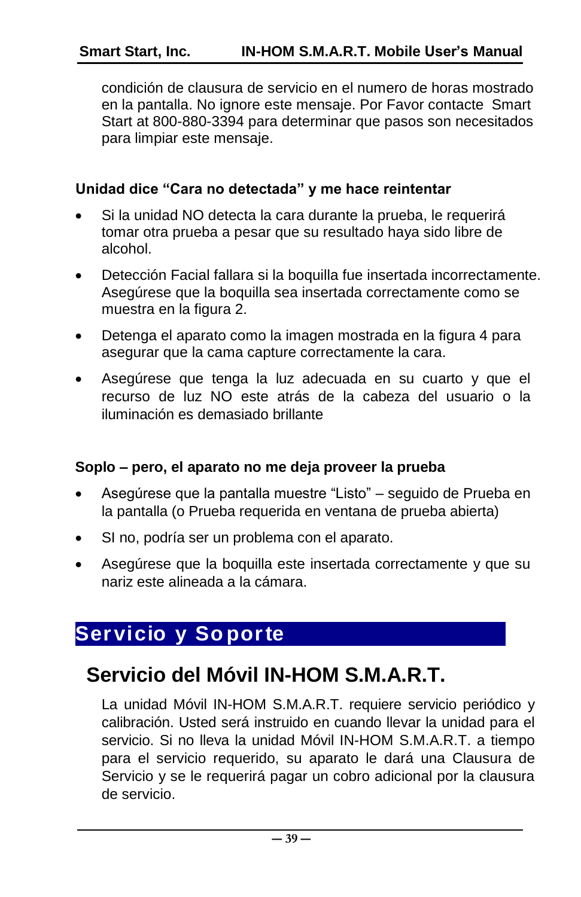condición de clausura de servicio en el numero de horas mostrado en la pantalla. No ignore este mensaje. Por Favor contacte Smart Start at 800-880-3394 para determinar que pasos son necesitados para limpiar este mensaje.

### Unidad dice "Cara no detectada" y me hace reintentar

- Si la unidad NO detecta la cara durante la prueba, le requerirá tomar otra prueba a pesar que su resultado haya sido libre de alcohol.
- Detección Facial fallara si la boquilla fue insertada incorrectamente. Asegúrese que la boquilla sea insertada correctamente como se muestra en la figura 2.
- Detenga el aparato como la imagen mostrada en la figura 4 para asegurar que la cama capture correctamente la cara.
- Asegúrese que tenga la luz adecuada en su cuarto y que el recurso de luz NO este atrás de la cabeza del usuario o la iluminación es demasiado brillante

### Soplo – pero, el aparato no me deja proveer la prueba

- Asegúrese que la pantalla muestre "Listo" – seguido de Prueba en la pantalla (o Prueba requerida en ventana de prueba abierta)
- SI no, podría ser un problema con el aparato.
- Asegúrese que la boquilla este insertada correctamente y que su nariz este alineada a la cámara.

# Servicio y Soporte

## Servicio del Móvil IN-HOM S.M.A.R.T.

La unidad Móvil IN-HOM S.M.A.R.T. requiere servicio periódico y calibración. Usted será instruido en cuando llevar la unidad para el servicio. Si no lleva la unidad Móvil IN-HOM S.M.A.R.T. a tiempo para el servicio requerido, su aparato le dará una Clausura de Servicio y se le requerirá pagar un cobro adicional por la clausura de servicio.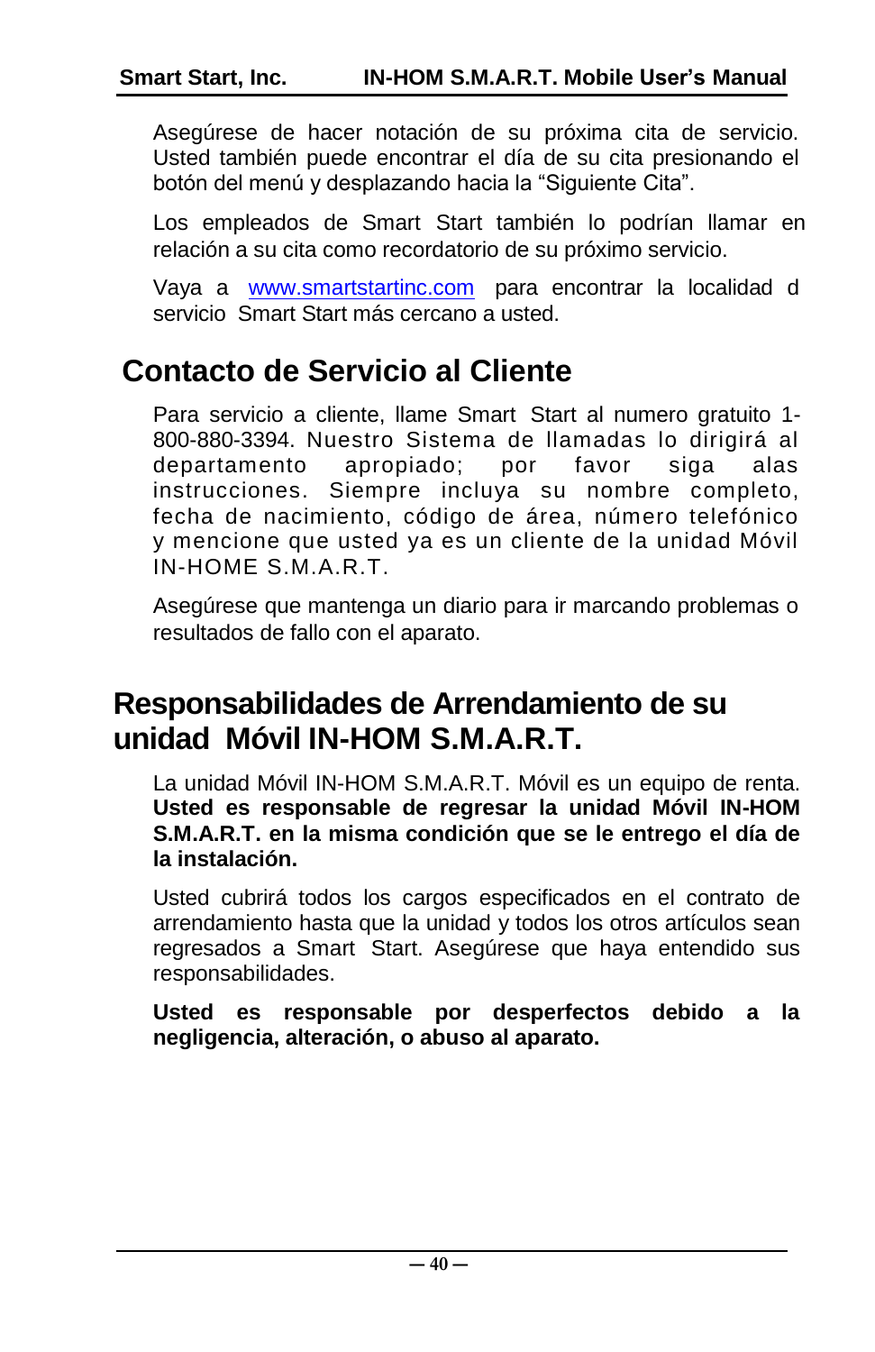Asegúrese de hacer notación de su próxima cita de servicio. Usted también puede encontrar el día de su cita presionando el botón del menú y desplazando hacia la “Siguiente Cita”.

Los empleados de Smart Start también lo podrían llamar en relación a su cita como recordatorio de su próximo servicio.

Vaya a [www.smartstartinc.com](http://www.smartstartinc.com) para encontrar la localidad d servicio Smart Start más cercano a usted.

## Contacto de Servicio al Cliente

Para servicio a cliente, llame Smart Start al numero gratuito 1-800-880-3394. Nuestro Sistema de llamadas lo dirigirá al departamento apropiado; por favor siga alas instrucciones. Siempre incluya su nombre completo, fecha de nacimiento, código de área, número telefónico y mencione que usted ya es un cliente de la unidad Móvil IN-HOME S.M.A.R.T.

Asegúrese que mantenga un diario para ir marcando problemas o resultados de fallo con el aparato.

## Responsabilidades de Arrendamiento de su unidad Móvil IN-HOM S.M.A.R.T.

La unidad Móvil IN-HOM S.M.A.R.T. Móvil es un equipo de renta. **Usted es responsable de regresar la unidad Móvil IN-HOM S.M.A.R.T. en la misma condición que se le entrego el día de la instalación.**

Usted cubrirá todos los cargos especificados en el contrato de arrendamiento hasta que la unidad y todos los otros artículos sean regresados a Smart Start. Asegúrese que haya entendido sus responsabilidades.

**Usted es responsable por desperfectos debido a la negligencia, alteración, o abuso al aparato.**